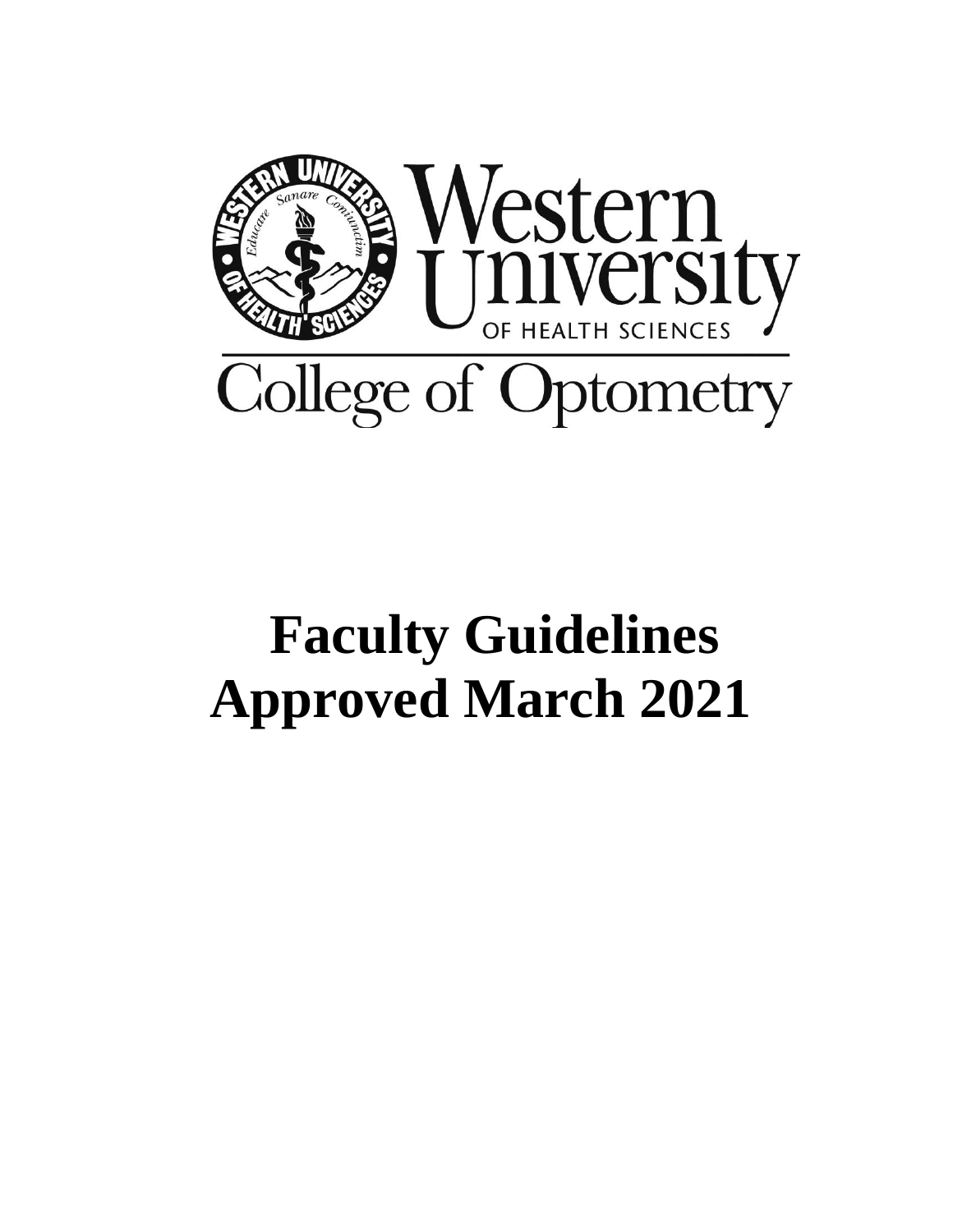Western University OF HEALTH SCIENCES

College of Optometry

# Faculty Guidelines
# Approved March 2021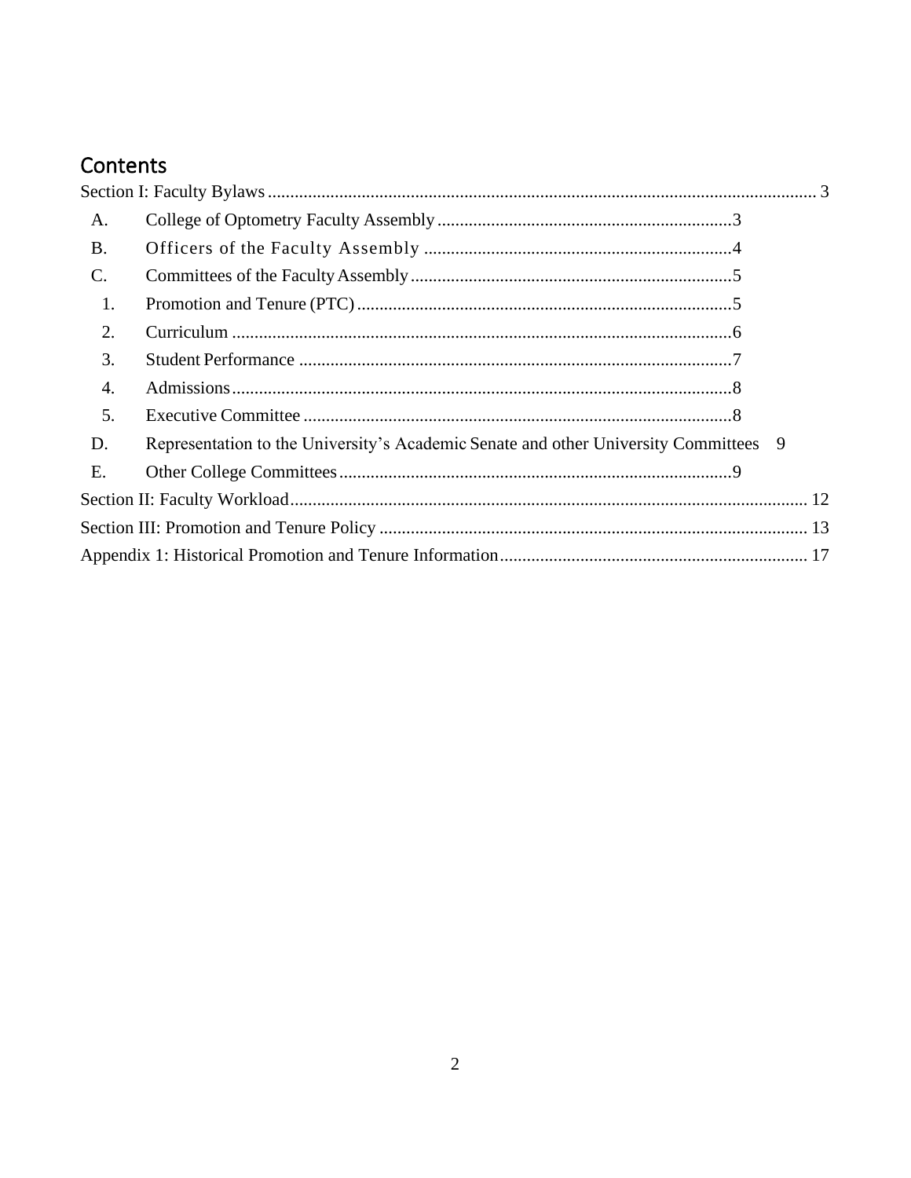## Contents

Section I: Faculty Bylaws ..... 3

- A. College of Optometry Faculty Assembly ..... 3
- B. Officers of the Faculty Assembly ..... 4
- C. Committees of the Faculty Assembly ..... 5
  - 1. Promotion and Tenure (PTC) ..... 5
  - 2. Curriculum ..... 6
  - 3. Student Performance ..... 7
  - 4. Admissions ..... 8
  - 5. Executive Committee ..... 8
- D. Representation to the University's Academic Senate and other University Committees 9
- E. Other College Committees ..... 9

Section II: Faculty Workload ..... 12

Section III: Promotion and Tenure Policy ..... 13

Appendix 1: Historical Promotion and Tenure Information ..... 17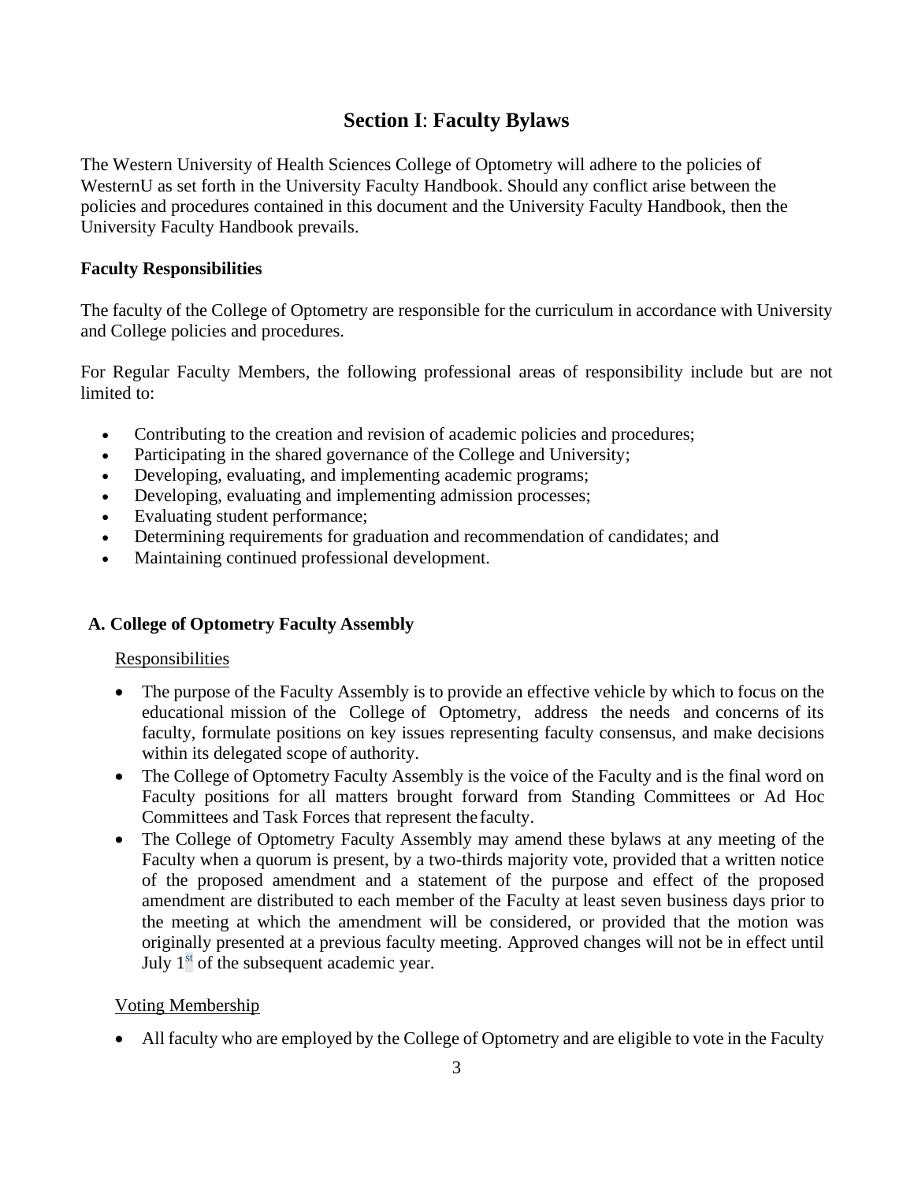# Section I: Faculty Bylaws

The Western University of Health Sciences College of Optometry will adhere to the policies of WesternU as set forth in the University Faculty Handbook. Should any conflict arise between the policies and procedures contained in this document and the University Faculty Handbook, then the University Faculty Handbook prevails.

**Faculty Responsibilities**

The faculty of the College of Optometry are responsible for the curriculum in accordance with University and College policies and procedures.

For Regular Faculty Members, the following professional areas of responsibility include but are not limited to:

- Contributing to the creation and revision of academic policies and procedures;
- Participating in the shared governance of the College and University;
- Developing, evaluating, and implementing academic programs;
- Developing, evaluating and implementing admission processes;
- Evaluating student performance;
- Determining requirements for graduation and recommendation of candidates; and
- Maintaining continued professional development.

## A. College of Optometry Faculty Assembly

Responsibilities

- The purpose of the Faculty Assembly is to provide an effective vehicle by which to focus on the educational mission of the College of Optometry, address the needs and concerns of its faculty, formulate positions on key issues representing faculty consensus, and make decisions within its delegated scope of authority.
- The College of Optometry Faculty Assembly is the voice of the Faculty and is the final word on Faculty positions for all matters brought forward from Standing Committees or Ad Hoc Committees and Task Forces that represent the faculty.
- The College of Optometry Faculty Assembly may amend these bylaws at any meeting of the Faculty when a quorum is present, by a two-thirds majority vote, provided that a written notice of the proposed amendment and a statement of the purpose and effect of the proposed amendment are distributed to each member of the Faculty at least seven business days prior to the meeting at which the amendment will be considered, or provided that the motion was originally presented at a previous faculty meeting. Approved changes will not be in effect until July 1st of the subsequent academic year.

Voting Membership

- All faculty who are employed by the College of Optometry and are eligible to vote in the Faculty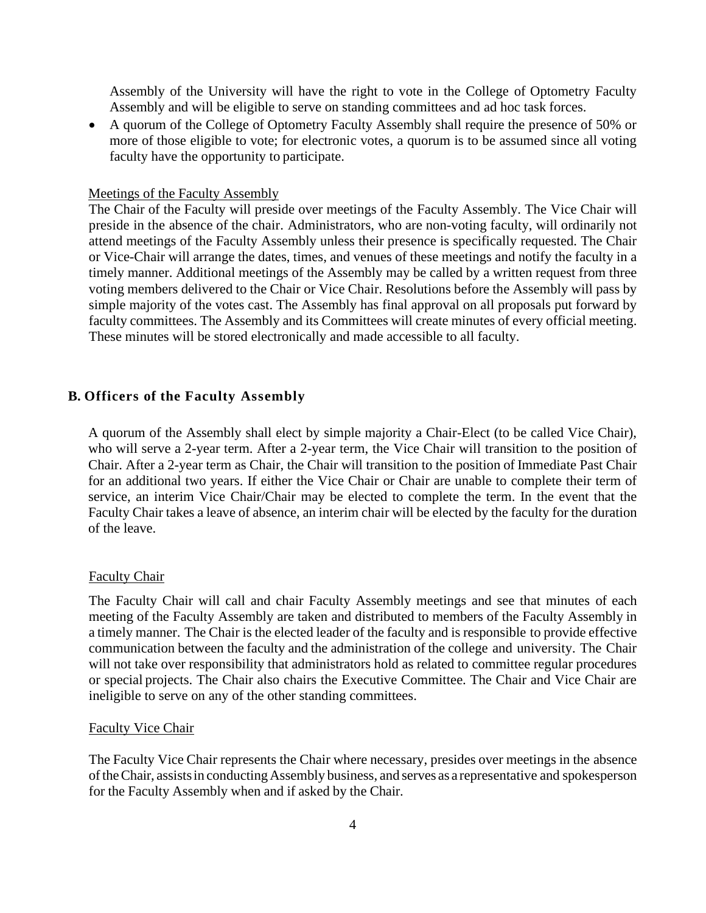Assembly of the University will have the right to vote in the College of Optometry Faculty Assembly and will be eligible to serve on standing committees and ad hoc task forces.

- A quorum of the College of Optometry Faculty Assembly shall require the presence of 50% or more of those eligible to vote; for electronic votes, a quorum is to be assumed since all voting faculty have the opportunity to participate.

Meetings of the Faculty Assembly

The Chair of the Faculty will preside over meetings of the Faculty Assembly. The Vice Chair will preside in the absence of the chair. Administrators, who are non-voting faculty, will ordinarily not attend meetings of the Faculty Assembly unless their presence is specifically requested. The Chair or Vice-Chair will arrange the dates, times, and venues of these meetings and notify the faculty in a timely manner. Additional meetings of the Assembly may be called by a written request from three voting members delivered to the Chair or Vice Chair. Resolutions before the Assembly will pass by simple majority of the votes cast. The Assembly has final approval on all proposals put forward by faculty committees. The Assembly and its Committees will create minutes of every official meeting. These minutes will be stored electronically and made accessible to all faculty.

## B. Officers of the Faculty Assembly

A quorum of the Assembly shall elect by simple majority a Chair-Elect (to be called Vice Chair), who will serve a 2-year term. After a 2-year term, the Vice Chair will transition to the position of Chair. After a 2-year term as Chair, the Chair will transition to the position of Immediate Past Chair for an additional two years. If either the Vice Chair or Chair are unable to complete their term of service, an interim Vice Chair/Chair may be elected to complete the term. In the event that the Faculty Chair takes a leave of absence, an interim chair will be elected by the faculty for the duration of the leave.

Faculty Chair

The Faculty Chair will call and chair Faculty Assembly meetings and see that minutes of each meeting of the Faculty Assembly are taken and distributed to members of the Faculty Assembly in a timely manner. The Chair is the elected leader of the faculty and is responsible to provide effective communication between the faculty and the administration of the college and university. The Chair will not take over responsibility that administrators hold as related to committee regular procedures or special projects. The Chair also chairs the Executive Committee. The Chair and Vice Chair are ineligible to serve on any of the other standing committees.

Faculty Vice Chair

The Faculty Vice Chair represents the Chair where necessary, presides over meetings in the absence of the Chair, assists in conducting Assembly business, and serves as a representative and spokesperson for the Faculty Assembly when and if asked by the Chair.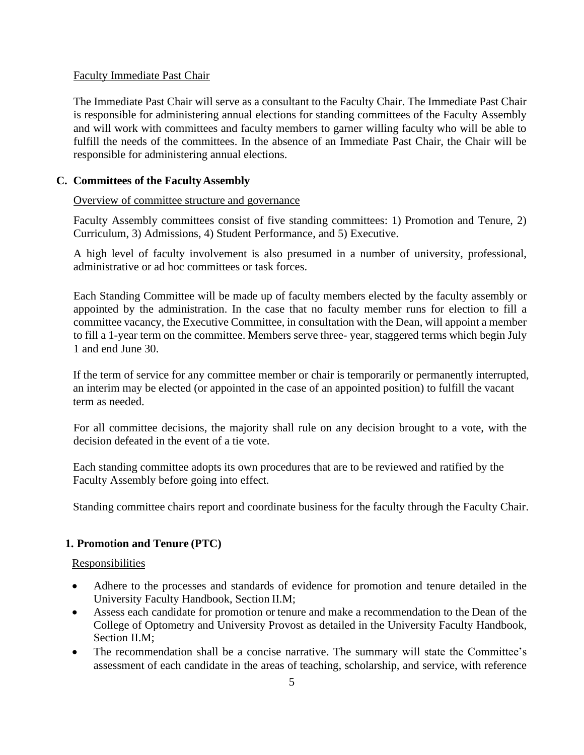Faculty Immediate Past Chair

The Immediate Past Chair will serve as a consultant to the Faculty Chair. The Immediate Past Chair is responsible for administering annual elections for standing committees of the Faculty Assembly and will work with committees and faculty members to garner willing faculty who will be able to fulfill the needs of the committees. In the absence of an Immediate Past Chair, the Chair will be responsible for administering annual elections.

## C. Committees of the Faculty Assembly

Overview of committee structure and governance

Faculty Assembly committees consist of five standing committees: 1) Promotion and Tenure, 2) Curriculum, 3) Admissions, 4) Student Performance, and 5) Executive.

A high level of faculty involvement is also presumed in a number of university, professional, administrative or ad hoc committees or task forces.

Each Standing Committee will be made up of faculty members elected by the faculty assembly or appointed by the administration. In the case that no faculty member runs for election to fill a committee vacancy, the Executive Committee, in consultation with the Dean, will appoint a member to fill a 1-year term on the committee. Members serve three- year, staggered terms which begin July 1 and end June 30.

If the term of service for any committee member or chair is temporarily or permanently interrupted, an interim may be elected (or appointed in the case of an appointed position) to fulfill the vacant term as needed.

For all committee decisions, the majority shall rule on any decision brought to a vote, with the decision defeated in the event of a tie vote.

Each standing committee adopts its own procedures that are to be reviewed and ratified by the Faculty Assembly before going into effect.

Standing committee chairs report and coordinate business for the faculty through the Faculty Chair.

### 1. Promotion and Tenure (PTC)

Responsibilities

- Adhere to the processes and standards of evidence for promotion and tenure detailed in the University Faculty Handbook, Section II.M;
- Assess each candidate for promotion or tenure and make a recommendation to the Dean of the College of Optometry and University Provost as detailed in the University Faculty Handbook, Section II.M;
- The recommendation shall be a concise narrative. The summary will state the Committee's assessment of each candidate in the areas of teaching, scholarship, and service, with reference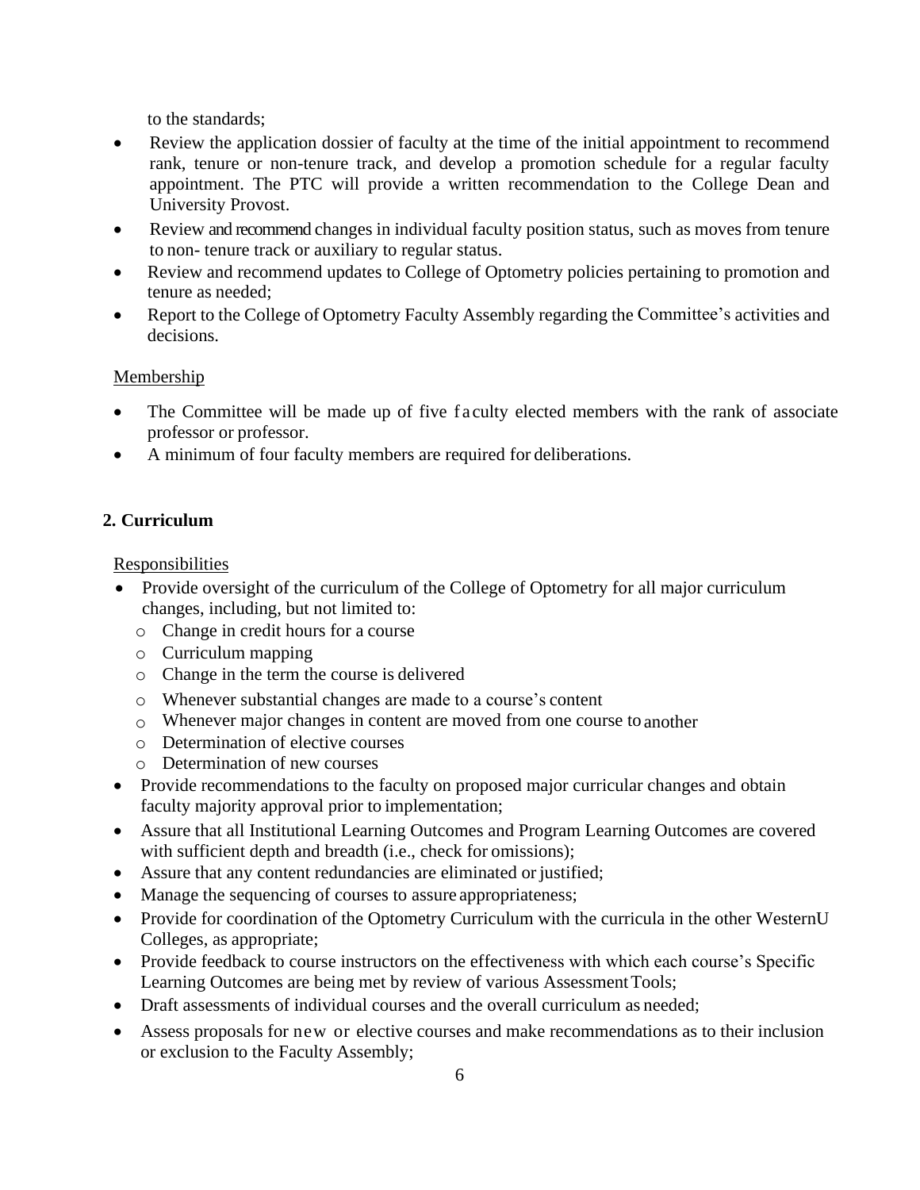to the standards;

- Review the application dossier of faculty at the time of the initial appointment to recommend rank, tenure or non-tenure track, and develop a promotion schedule for a regular faculty appointment. The PTC will provide a written recommendation to the College Dean and University Provost.
- Review and recommend changes in individual faculty position status, such as moves from tenure to non- tenure track or auxiliary to regular status.
- Review and recommend updates to College of Optometry policies pertaining to promotion and tenure as needed;
- Report to the College of Optometry Faculty Assembly regarding the Committee's activities and decisions.

Membership

- The Committee will be made up of five faculty elected members with the rank of associate professor or professor.
- A minimum of four faculty members are required for deliberations.

## 2. Curriculum

Responsibilities

- Provide oversight of the curriculum of the College of Optometry for all major curriculum changes, including, but not limited to:
  - Change in credit hours for a course
  - Curriculum mapping
  - Change in the term the course is delivered
  - Whenever substantial changes are made to a course's content
  - Whenever major changes in content are moved from one course to another
  - Determination of elective courses
  - Determination of new courses
- Provide recommendations to the faculty on proposed major curricular changes and obtain faculty majority approval prior to implementation;
- Assure that all Institutional Learning Outcomes and Program Learning Outcomes are covered with sufficient depth and breadth (i.e., check for omissions);
- Assure that any content redundancies are eliminated or justified;
- Manage the sequencing of courses to assure appropriateness;
- Provide for coordination of the Optometry Curriculum with the curricula in the other WesternU Colleges, as appropriate;
- Provide feedback to course instructors on the effectiveness with which each course's Specific Learning Outcomes are being met by review of various Assessment Tools;
- Draft assessments of individual courses and the overall curriculum as needed;
- Assess proposals for new or elective courses and make recommendations as to their inclusion or exclusion to the Faculty Assembly;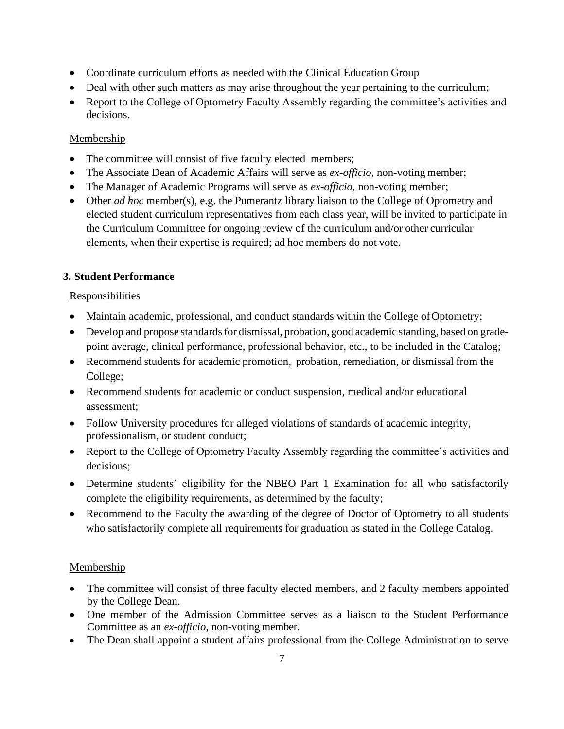- Coordinate curriculum efforts as needed with the Clinical Education Group
- Deal with other such matters as may arise throughout the year pertaining to the curriculum;
- Report to the College of Optometry Faculty Assembly regarding the committee's activities and decisions.

Membership

- The committee will consist of five faculty elected members;
- The Associate Dean of Academic Affairs will serve as *ex-officio*, non-voting member;
- The Manager of Academic Programs will serve as *ex-officio*, non-voting member;
- Other *ad hoc* member(s), e.g. the Pumerantz library liaison to the College of Optometry and elected student curriculum representatives from each class year, will be invited to participate in the Curriculum Committee for ongoing review of the curriculum and/or other curricular elements, when their expertise is required; ad hoc members do not vote.

**3. Student Performance**

Responsibilities

- Maintain academic, professional, and conduct standards within the College of Optometry;
- Develop and propose standards for dismissal, probation, good academic standing, based on grade-point average, clinical performance, professional behavior, etc., to be included in the Catalog;
- Recommend students for academic promotion, probation, remediation, or dismissal from the College;
- Recommend students for academic or conduct suspension, medical and/or educational assessment;
- Follow University procedures for alleged violations of standards of academic integrity, professionalism, or student conduct;
- Report to the College of Optometry Faculty Assembly regarding the committee's activities and decisions;
- Determine students' eligibility for the NBEO Part 1 Examination for all who satisfactorily complete the eligibility requirements, as determined by the faculty;
- Recommend to the Faculty the awarding of the degree of Doctor of Optometry to all students who satisfactorily complete all requirements for graduation as stated in the College Catalog.

Membership

- The committee will consist of three faculty elected members, and 2 faculty members appointed by the College Dean.
- One member of the Admission Committee serves as a liaison to the Student Performance Committee as an *ex-officio*, non-voting member.
- The Dean shall appoint a student affairs professional from the College Administration to serve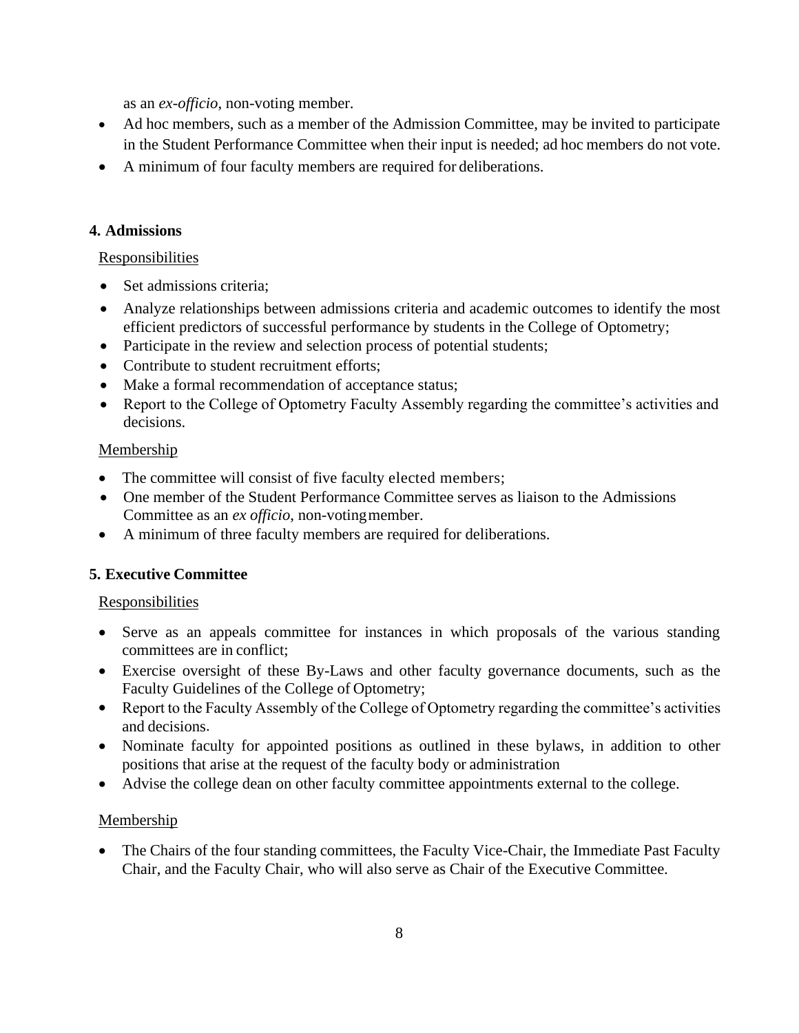as an *ex-officio*, non-voting member.

- Ad hoc members, such as a member of the Admission Committee, may be invited to participate in the Student Performance Committee when their input is needed; ad hoc members do not vote.
- A minimum of four faculty members are required for deliberations.

### 4. Admissions

Responsibilities

- Set admissions criteria;
- Analyze relationships between admissions criteria and academic outcomes to identify the most efficient predictors of successful performance by students in the College of Optometry;
- Participate in the review and selection process of potential students;
- Contribute to student recruitment efforts;
- Make a formal recommendation of acceptance status;
- Report to the College of Optometry Faculty Assembly regarding the committee's activities and decisions.

Membership

- The committee will consist of five faculty elected members;
- One member of the Student Performance Committee serves as liaison to the Admissions Committee as an *ex officio*, non-voting member.
- A minimum of three faculty members are required for deliberations.

### 5. Executive Committee

Responsibilities

- Serve as an appeals committee for instances in which proposals of the various standing committees are in conflict;
- Exercise oversight of these By-Laws and other faculty governance documents, such as the Faculty Guidelines of the College of Optometry;
- Report to the Faculty Assembly of the College of Optometry regarding the committee's activities and decisions.
- Nominate faculty for appointed positions as outlined in these bylaws, in addition to other positions that arise at the request of the faculty body or administration
- Advise the college dean on other faculty committee appointments external to the college.

Membership

- The Chairs of the four standing committees, the Faculty Vice-Chair, the Immediate Past Faculty Chair, and the Faculty Chair, who will also serve as Chair of the Executive Committee.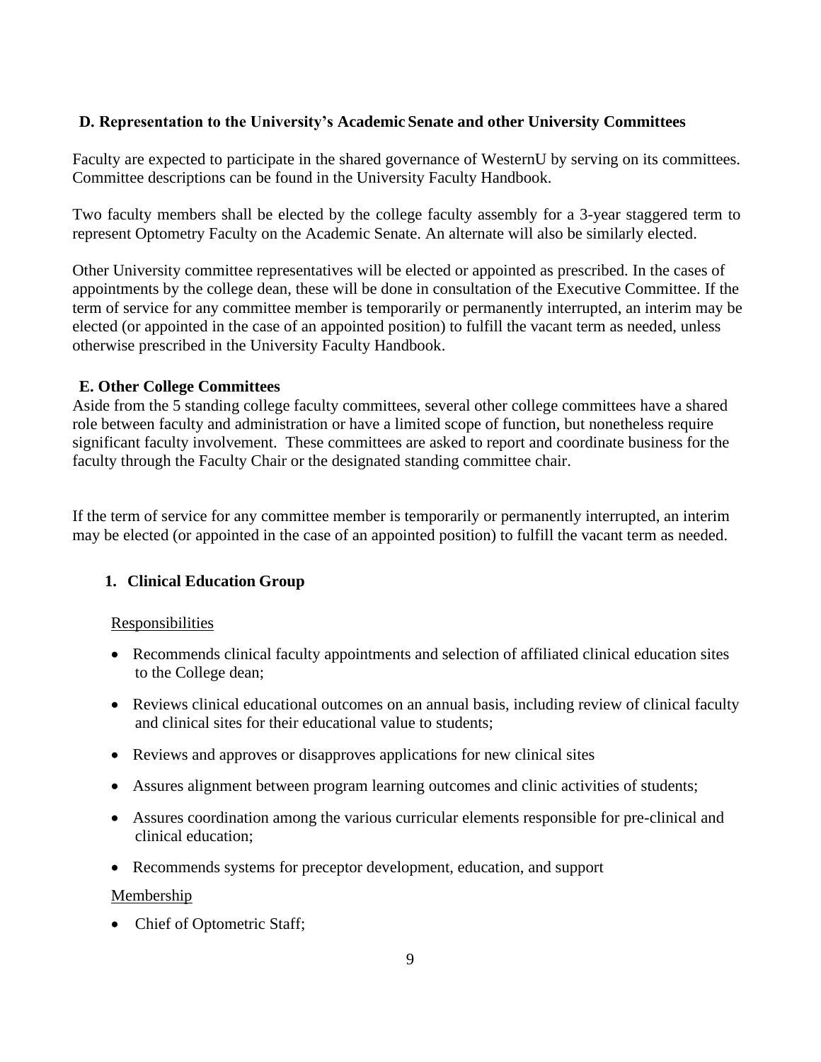### D. Representation to the University's Academic Senate and other University Committees

Faculty are expected to participate in the shared governance of WesternU by serving on its committees. Committee descriptions can be found in the University Faculty Handbook.

Two faculty members shall be elected by the college faculty assembly for a 3-year staggered term to represent Optometry Faculty on the Academic Senate. An alternate will also be similarly elected.

Other University committee representatives will be elected or appointed as prescribed. In the cases of appointments by the college dean, these will be done in consultation of the Executive Committee. If the term of service for any committee member is temporarily or permanently interrupted, an interim may be elected (or appointed in the case of an appointed position) to fulfill the vacant term as needed, unless otherwise prescribed in the University Faculty Handbook.

### E. Other College Committees

Aside from the 5 standing college faculty committees, several other college committees have a shared role between faculty and administration or have a limited scope of function, but nonetheless require significant faculty involvement. These committees are asked to report and coordinate business for the faculty through the Faculty Chair or the designated standing committee chair.

If the term of service for any committee member is temporarily or permanently interrupted, an interim may be elected (or appointed in the case of an appointed position) to fulfill the vacant term as needed.

#### 1. Clinical Education Group

Responsibilities

- Recommends clinical faculty appointments and selection of affiliated clinical education sites to the College dean;
- Reviews clinical educational outcomes on an annual basis, including review of clinical faculty and clinical sites for their educational value to students;
- Reviews and approves or disapproves applications for new clinical sites
- Assures alignment between program learning outcomes and clinic activities of students;
- Assures coordination among the various curricular elements responsible for pre-clinical and clinical education;
- Recommends systems for preceptor development, education, and support

Membership

- Chief of Optometric Staff;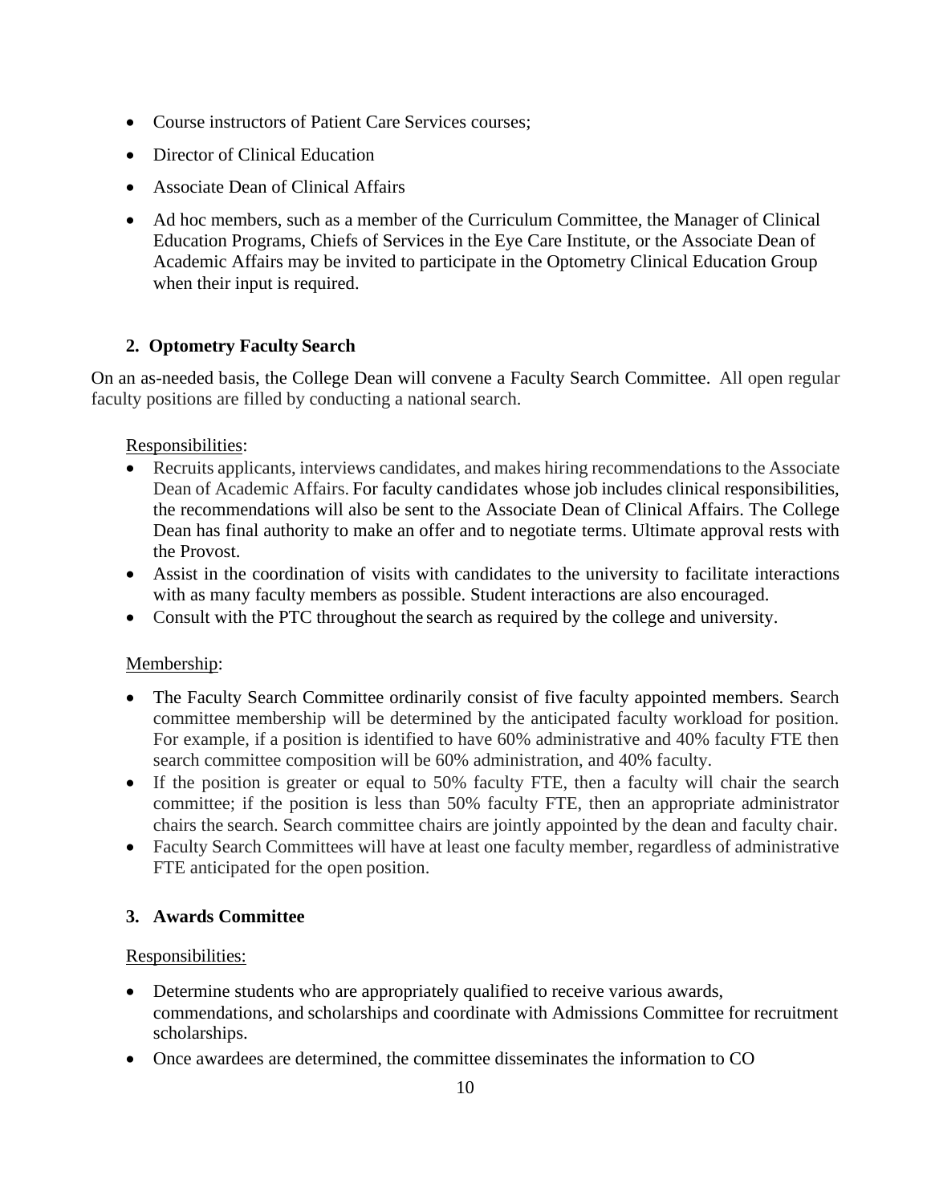- Course instructors of Patient Care Services courses;
- Director of Clinical Education
- Associate Dean of Clinical Affairs
- Ad hoc members, such as a member of the Curriculum Committee, the Manager of Clinical Education Programs, Chiefs of Services in the Eye Care Institute, or the Associate Dean of Academic Affairs may be invited to participate in the Optometry Clinical Education Group when their input is required.

### 2. Optometry Faculty Search

On an as-needed basis, the College Dean will convene a Faculty Search Committee. All open regular faculty positions are filled by conducting a national search.

Responsibilities:

- Recruits applicants, interviews candidates, and makes hiring recommendations to the Associate Dean of Academic Affairs. For faculty candidates whose job includes clinical responsibilities, the recommendations will also be sent to the Associate Dean of Clinical Affairs. The College Dean has final authority to make an offer and to negotiate terms. Ultimate approval rests with the Provost.
- Assist in the coordination of visits with candidates to the university to facilitate interactions with as many faculty members as possible. Student interactions are also encouraged.
- Consult with the PTC throughout the search as required by the college and university.

Membership:

- The Faculty Search Committee ordinarily consist of five faculty appointed members. Search committee membership will be determined by the anticipated faculty workload for position. For example, if a position is identified to have 60% administrative and 40% faculty FTE then search committee composition will be 60% administration, and 40% faculty.
- If the position is greater or equal to 50% faculty FTE, then a faculty will chair the search committee; if the position is less than 50% faculty FTE, then an appropriate administrator chairs the search. Search committee chairs are jointly appointed by the dean and faculty chair.
- Faculty Search Committees will have at least one faculty member, regardless of administrative FTE anticipated for the open position.

### 3. Awards Committee

Responsibilities:

- Determine students who are appropriately qualified to receive various awards, commendations, and scholarships and coordinate with Admissions Committee for recruitment scholarships.
- Once awardees are determined, the committee disseminates the information to CO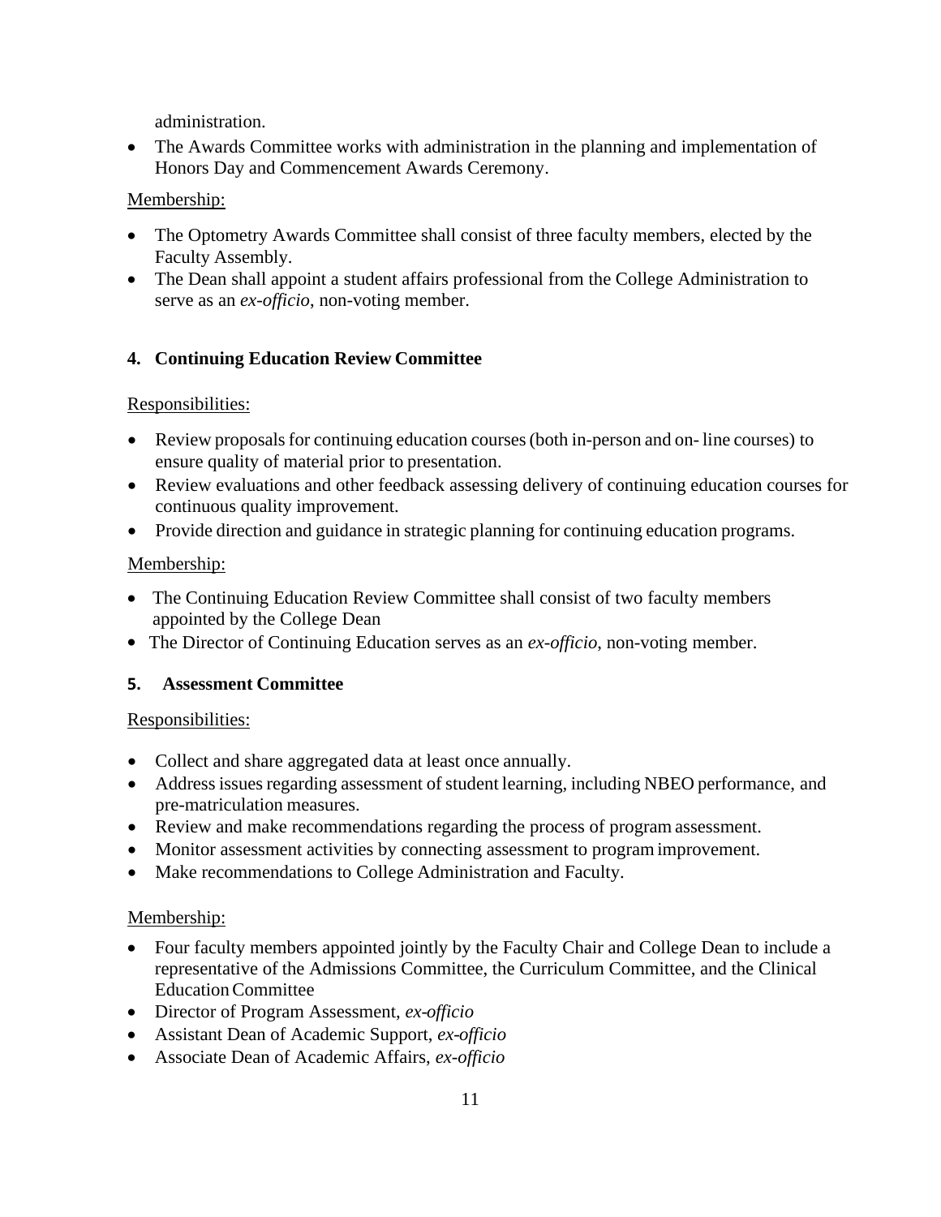administration.

- The Awards Committee works with administration in the planning and implementation of Honors Day and Commencement Awards Ceremony.

Membership:

- The Optometry Awards Committee shall consist of three faculty members, elected by the Faculty Assembly.
- The Dean shall appoint a student affairs professional from the College Administration to serve as an *ex-officio*, non-voting member.

### 4. Continuing Education Review Committee

Responsibilities:

- Review proposals for continuing education courses (both in-person and on- line courses) to ensure quality of material prior to presentation.
- Review evaluations and other feedback assessing delivery of continuing education courses for continuous quality improvement.
- Provide direction and guidance in strategic planning for continuing education programs.

Membership:

- The Continuing Education Review Committee shall consist of two faculty members appointed by the College Dean
- The Director of Continuing Education serves as an *ex-officio*, non-voting member.

### 5. Assessment Committee

Responsibilities:

- Collect and share aggregated data at least once annually.
- Address issues regarding assessment of student learning, including NBEO performance, and pre-matriculation measures.
- Review and make recommendations regarding the process of program assessment.
- Monitor assessment activities by connecting assessment to program improvement.
- Make recommendations to College Administration and Faculty.

Membership:

- Four faculty members appointed jointly by the Faculty Chair and College Dean to include a representative of the Admissions Committee, the Curriculum Committee, and the Clinical Education Committee
- Director of Program Assessment, *ex-officio*
- Assistant Dean of Academic Support, *ex-officio*
- Associate Dean of Academic Affairs, *ex-officio*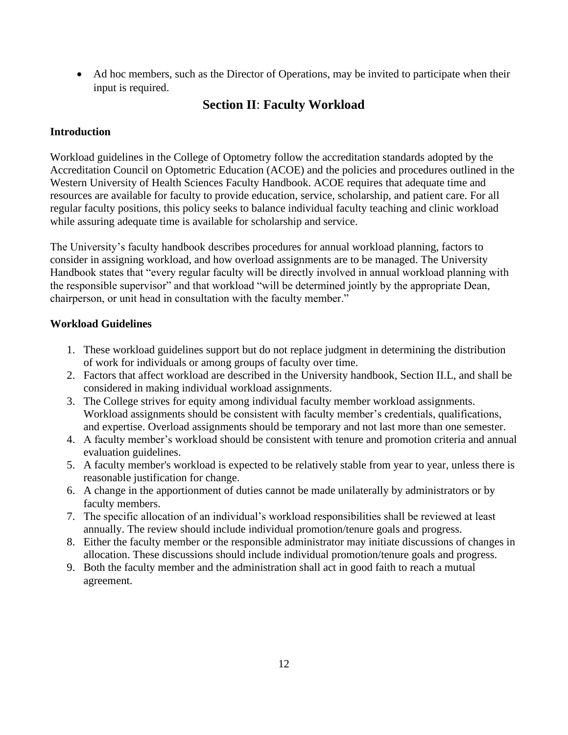- Ad hoc members, such as the Director of Operations, may be invited to participate when their input is required.

## Section II: Faculty Workload

### Introduction

Workload guidelines in the College of Optometry follow the accreditation standards adopted by the Accreditation Council on Optometric Education (ACOE) and the policies and procedures outlined in the Western University of Health Sciences Faculty Handbook. ACOE requires that adequate time and resources are available for faculty to provide education, service, scholarship, and patient care. For all regular faculty positions, this policy seeks to balance individual faculty teaching and clinic workload while assuring adequate time is available for scholarship and service.

The University's faculty handbook describes procedures for annual workload planning, factors to consider in assigning workload, and how overload assignments are to be managed. The University Handbook states that "every regular faculty will be directly involved in annual workload planning with the responsible supervisor" and that workload "will be determined jointly by the appropriate Dean, chairperson, or unit head in consultation with the faculty member."

### Workload Guidelines

1. These workload guidelines support but do not replace judgment in determining the distribution of work for individuals or among groups of faculty over time.
2. Factors that affect workload are described in the University handbook, Section II.L, and shall be considered in making individual workload assignments.
3. The College strives for equity among individual faculty member workload assignments. Workload assignments should be consistent with faculty member's credentials, qualifications, and expertise. Overload assignments should be temporary and not last more than one semester.
4. A faculty member's workload should be consistent with tenure and promotion criteria and annual evaluation guidelines.
5. A faculty member's workload is expected to be relatively stable from year to year, unless there is reasonable justification for change.
6. A change in the apportionment of duties cannot be made unilaterally by administrators or by faculty members.
7. The specific allocation of an individual's workload responsibilities shall be reviewed at least annually. The review should include individual promotion/tenure goals and progress.
8. Either the faculty member or the responsible administrator may initiate discussions of changes in allocation. These discussions should include individual promotion/tenure goals and progress.
9. Both the faculty member and the administration shall act in good faith to reach a mutual agreement.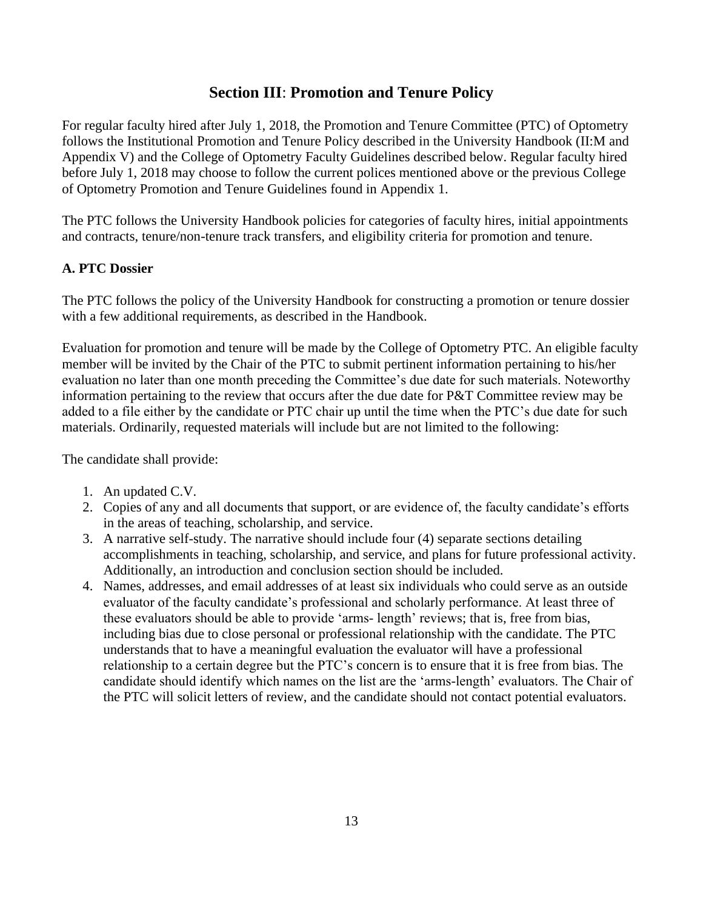# Section III: Promotion and Tenure Policy

For regular faculty hired after July 1, 2018, the Promotion and Tenure Committee (PTC) of Optometry follows the Institutional Promotion and Tenure Policy described in the University Handbook (II:M and Appendix V) and the College of Optometry Faculty Guidelines described below. Regular faculty hired before July 1, 2018 may choose to follow the current polices mentioned above or the previous College of Optometry Promotion and Tenure Guidelines found in Appendix 1.

The PTC follows the University Handbook policies for categories of faculty hires, initial appointments and contracts, tenure/non-tenure track transfers, and eligibility criteria for promotion and tenure.

## A. PTC Dossier

The PTC follows the policy of the University Handbook for constructing a promotion or tenure dossier with a few additional requirements, as described in the Handbook.

Evaluation for promotion and tenure will be made by the College of Optometry PTC. An eligible faculty member will be invited by the Chair of the PTC to submit pertinent information pertaining to his/her evaluation no later than one month preceding the Committee's due date for such materials. Noteworthy information pertaining to the review that occurs after the due date for P&T Committee review may be added to a file either by the candidate or PTC chair up until the time when the PTC's due date for such materials. Ordinarily, requested materials will include but are not limited to the following:

The candidate shall provide:

1. An updated C.V.
2. Copies of any and all documents that support, or are evidence of, the faculty candidate's efforts in the areas of teaching, scholarship, and service.
3. A narrative self-study. The narrative should include four (4) separate sections detailing accomplishments in teaching, scholarship, and service, and plans for future professional activity. Additionally, an introduction and conclusion section should be included.
4. Names, addresses, and email addresses of at least six individuals who could serve as an outside evaluator of the faculty candidate's professional and scholarly performance. At least three of these evaluators should be able to provide 'arms- length' reviews; that is, free from bias, including bias due to close personal or professional relationship with the candidate. The PTC understands that to have a meaningful evaluation the evaluator will have a professional relationship to a certain degree but the PTC's concern is to ensure that it is free from bias. The candidate should identify which names on the list are the 'arms-length' evaluators. The Chair of the PTC will solicit letters of review, and the candidate should not contact potential evaluators.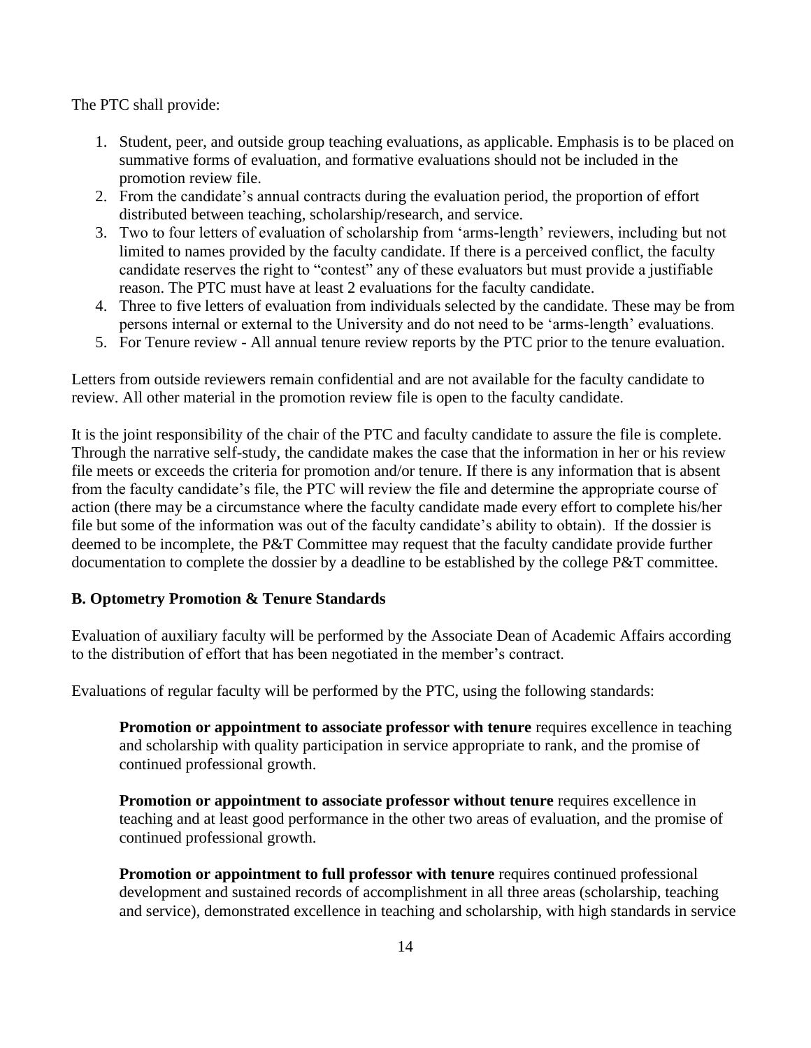The PTC shall provide:

1. Student, peer, and outside group teaching evaluations, as applicable. Emphasis is to be placed on summative forms of evaluation, and formative evaluations should not be included in the promotion review file.
2. From the candidate's annual contracts during the evaluation period, the proportion of effort distributed between teaching, scholarship/research, and service.
3. Two to four letters of evaluation of scholarship from 'arms-length' reviewers, including but not limited to names provided by the faculty candidate. If there is a perceived conflict, the faculty candidate reserves the right to "contest" any of these evaluators but must provide a justifiable reason. The PTC must have at least 2 evaluations for the faculty candidate.
4. Three to five letters of evaluation from individuals selected by the candidate. These may be from persons internal or external to the University and do not need to be 'arms-length' evaluations.
5. For Tenure review - All annual tenure review reports by the PTC prior to the tenure evaluation.

Letters from outside reviewers remain confidential and are not available for the faculty candidate to review. All other material in the promotion review file is open to the faculty candidate.

It is the joint responsibility of the chair of the PTC and faculty candidate to assure the file is complete. Through the narrative self-study, the candidate makes the case that the information in her or his review file meets or exceeds the criteria for promotion and/or tenure. If there is any information that is absent from the faculty candidate's file, the PTC will review the file and determine the appropriate course of action (there may be a circumstance where the faculty candidate made every effort to complete his/her file but some of the information was out of the faculty candidate's ability to obtain). If the dossier is deemed to be incomplete, the P&T Committee may request that the faculty candidate provide further documentation to complete the dossier by a deadline to be established by the college P&T committee.

**B. Optometry Promotion & Tenure Standards**

Evaluation of auxiliary faculty will be performed by the Associate Dean of Academic Affairs according to the distribution of effort that has been negotiated in the member's contract.

Evaluations of regular faculty will be performed by the PTC, using the following standards:

> **Promotion or appointment to associate professor with tenure** requires excellence in teaching and scholarship with quality participation in service appropriate to rank, and the promise of continued professional growth.
>
> **Promotion or appointment to associate professor without tenure** requires excellence in teaching and at least good performance in the other two areas of evaluation, and the promise of continued professional growth.
>
> **Promotion or appointment to full professor with tenure** requires continued professional development and sustained records of accomplishment in all three areas (scholarship, teaching and service), demonstrated excellence in teaching and scholarship, with high standards in service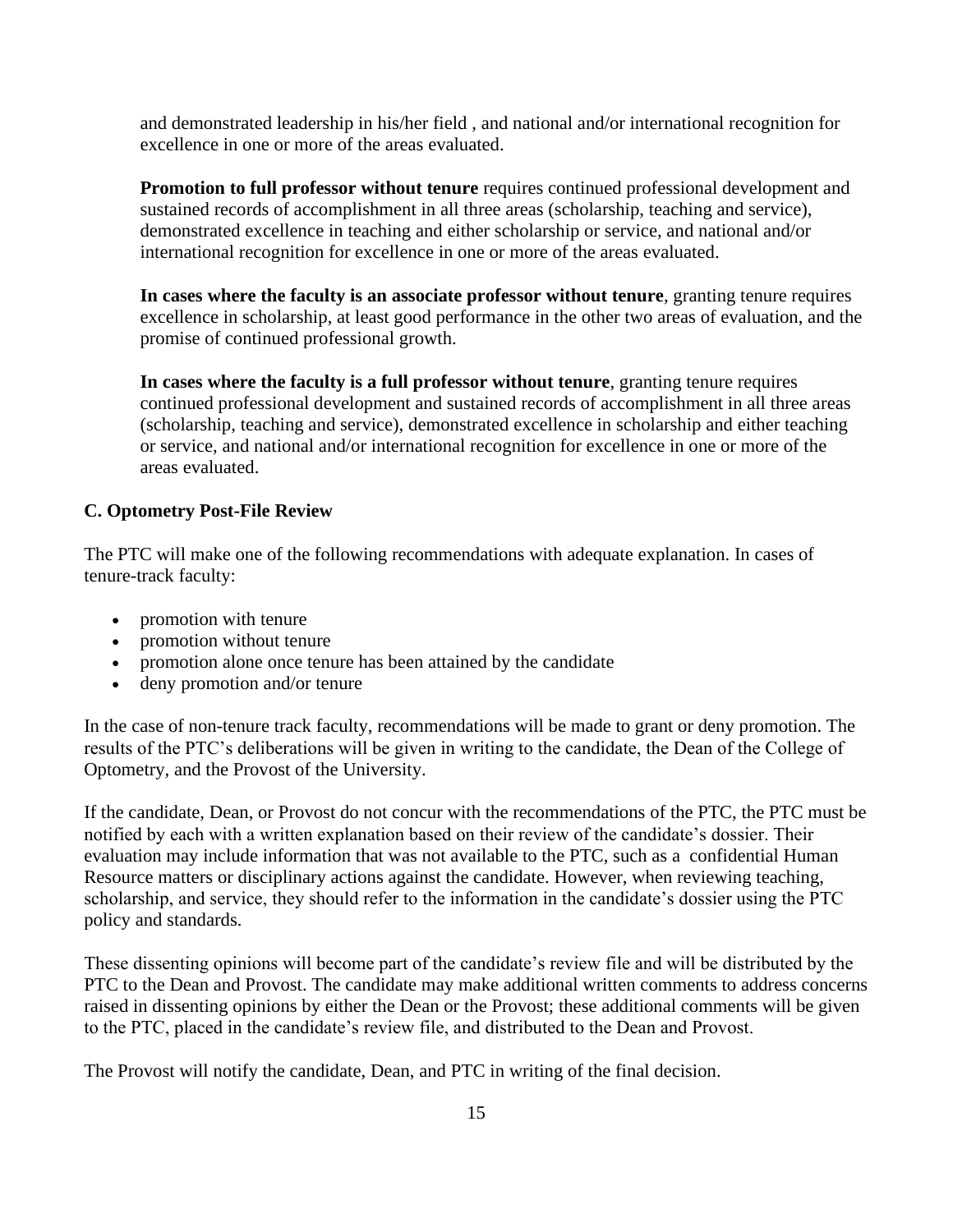and demonstrated leadership in his/her field , and national and/or international recognition for excellence in one or more of the areas evaluated.

**Promotion to full professor without tenure** requires continued professional development and sustained records of accomplishment in all three areas (scholarship, teaching and service), demonstrated excellence in teaching and either scholarship or service, and national and/or international recognition for excellence in one or more of the areas evaluated.

**In cases where the faculty is an associate professor without tenure**, granting tenure requires excellence in scholarship, at least good performance in the other two areas of evaluation, and the promise of continued professional growth.

**In cases where the faculty is a full professor without tenure**, granting tenure requires continued professional development and sustained records of accomplishment in all three areas (scholarship, teaching and service), demonstrated excellence in scholarship and either teaching or service, and national and/or international recognition for excellence in one or more of the areas evaluated.

### C. Optometry Post-File Review

The PTC will make one of the following recommendations with adequate explanation. In cases of tenure-track faculty:

- promotion with tenure
- promotion without tenure
- promotion alone once tenure has been attained by the candidate
- deny promotion and/or tenure

In the case of non-tenure track faculty, recommendations will be made to grant or deny promotion. The results of the PTC's deliberations will be given in writing to the candidate, the Dean of the College of Optometry, and the Provost of the University.

If the candidate, Dean, or Provost do not concur with the recommendations of the PTC, the PTC must be notified by each with a written explanation based on their review of the candidate's dossier. Their evaluation may include information that was not available to the PTC, such as a confidential Human Resource matters or disciplinary actions against the candidate. However, when reviewing teaching, scholarship, and service, they should refer to the information in the candidate's dossier using the PTC policy and standards.

These dissenting opinions will become part of the candidate's review file and will be distributed by the PTC to the Dean and Provost. The candidate may make additional written comments to address concerns raised in dissenting opinions by either the Dean or the Provost; these additional comments will be given to the PTC, placed in the candidate's review file, and distributed to the Dean and Provost.

The Provost will notify the candidate, Dean, and PTC in writing of the final decision.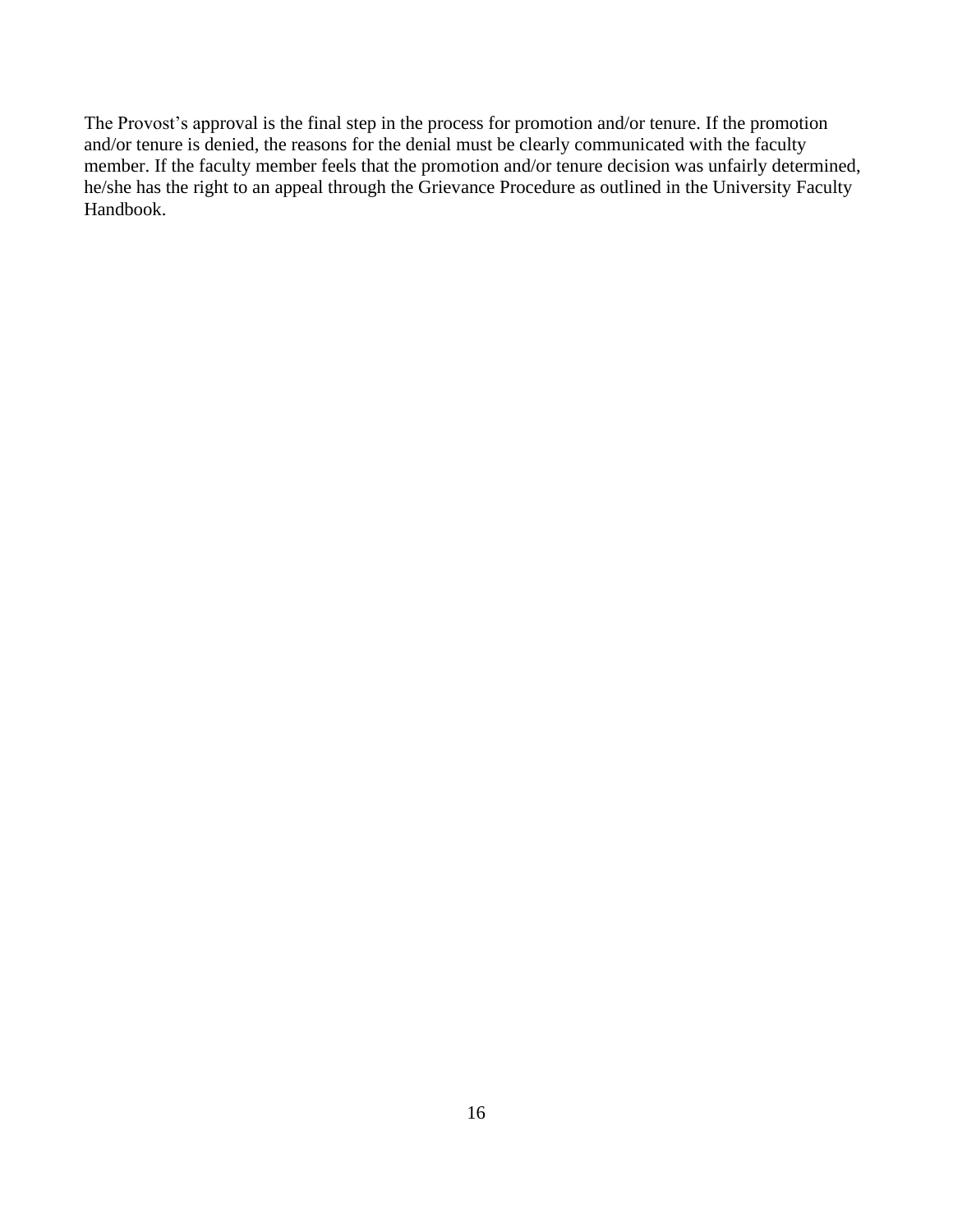The Provost's approval is the final step in the process for promotion and/or tenure. If the promotion and/or tenure is denied, the reasons for the denial must be clearly communicated with the faculty member. If the faculty member feels that the promotion and/or tenure decision was unfairly determined, he/she has the right to an appeal through the Grievance Procedure as outlined in the University Faculty Handbook.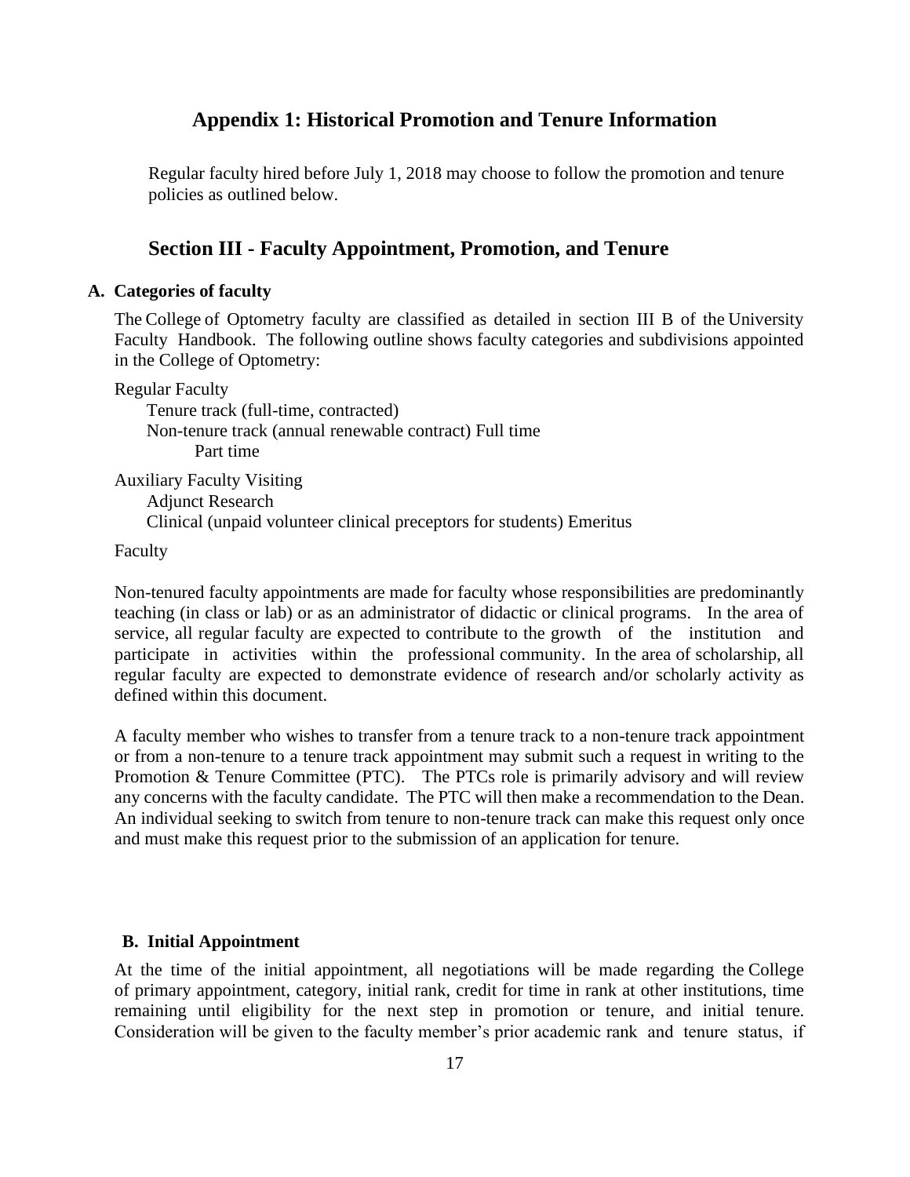## Appendix 1: Historical Promotion and Tenure Information

Regular faculty hired before July 1, 2018 may choose to follow the promotion and tenure policies as outlined below.

## Section III - Faculty Appointment, Promotion, and Tenure

### A. Categories of faculty

The College of Optometry faculty are classified as detailed in section III B of the University Faculty Handbook. The following outline shows faculty categories and subdivisions appointed in the College of Optometry:

Regular Faculty
- Tenure track (full-time, contracted)
- Non-tenure track (annual renewable contract) Full time
  - Part time

Auxiliary Faculty Visiting
- Adjunct Research
- Clinical (unpaid volunteer clinical preceptors for students) Emeritus

Faculty

Non-tenured faculty appointments are made for faculty whose responsibilities are predominantly teaching (in class or lab) or as an administrator of didactic or clinical programs. In the area of service, all regular faculty are expected to contribute to the growth of the institution and participate in activities within the professional community. In the area of scholarship, all regular faculty are expected to demonstrate evidence of research and/or scholarly activity as defined within this document.

A faculty member who wishes to transfer from a tenure track to a non-tenure track appointment or from a non-tenure to a tenure track appointment may submit such a request in writing to the Promotion & Tenure Committee (PTC). The PTCs role is primarily advisory and will review any concerns with the faculty candidate. The PTC will then make a recommendation to the Dean. An individual seeking to switch from tenure to non-tenure track can make this request only once and must make this request prior to the submission of an application for tenure.

### B. Initial Appointment

At the time of the initial appointment, all negotiations will be made regarding the College of primary appointment, category, initial rank, credit for time in rank at other institutions, time remaining until eligibility for the next step in promotion or tenure, and initial tenure. Consideration will be given to the faculty member's prior academic rank and tenure status, if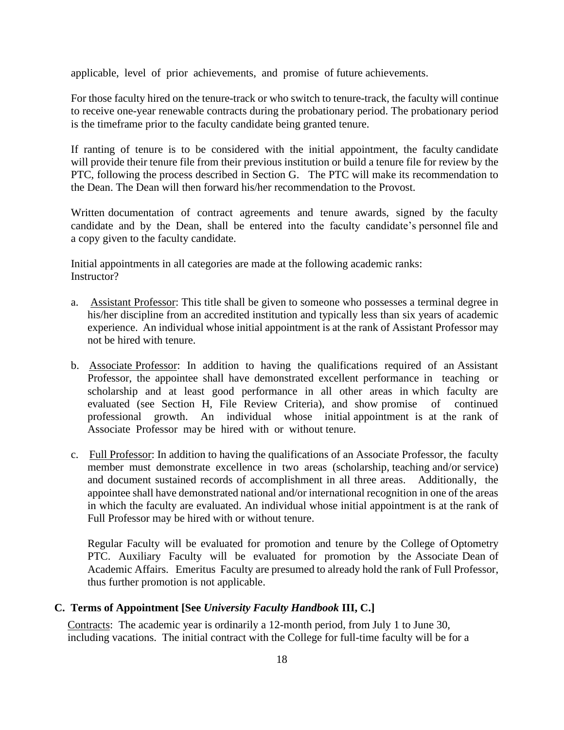applicable, level of prior achievements, and promise of future achievements.

For those faculty hired on the tenure-track or who switch to tenure-track, the faculty will continue to receive one-year renewable contracts during the probationary period. The probationary period is the timeframe prior to the faculty candidate being granted tenure.

If ranting of tenure is to be considered with the initial appointment, the faculty candidate will provide their tenure file from their previous institution or build a tenure file for review by the PTC, following the process described in Section G. The PTC will make its recommendation to the Dean. The Dean will then forward his/her recommendation to the Provost.

Written documentation of contract agreements and tenure awards, signed by the faculty candidate and by the Dean, shall be entered into the faculty candidate's personnel file and a copy given to the faculty candidate.

Initial appointments in all categories are made at the following academic ranks:
Instructor?

a. Assistant Professor: This title shall be given to someone who possesses a terminal degree in his/her discipline from an accredited institution and typically less than six years of academic experience. An individual whose initial appointment is at the rank of Assistant Professor may not be hired with tenure.

b. Associate Professor: In addition to having the qualifications required of an Assistant Professor, the appointee shall have demonstrated excellent performance in teaching or scholarship and at least good performance in all other areas in which faculty are evaluated (see Section H, File Review Criteria), and show promise of continued professional growth. An individual whose initial appointment is at the rank of Associate Professor may be hired with or without tenure.

c. Full Professor: In addition to having the qualifications of an Associate Professor, the faculty member must demonstrate excellence in two areas (scholarship, teaching and/or service) and document sustained records of accomplishment in all three areas. Additionally, the appointee shall have demonstrated national and/or international recognition in one of the areas in which the faculty are evaluated. An individual whose initial appointment is at the rank of Full Professor may be hired with or without tenure.

   Regular Faculty will be evaluated for promotion and tenure by the College of Optometry PTC. Auxiliary Faculty will be evaluated for promotion by the Associate Dean of Academic Affairs. Emeritus Faculty are presumed to already hold the rank of Full Professor, thus further promotion is not applicable.

## C. Terms of Appointment [See *University Faculty Handbook* III, C.]

Contracts: The academic year is ordinarily a 12-month period, from July 1 to June 30, including vacations. The initial contract with the College for full-time faculty will be for a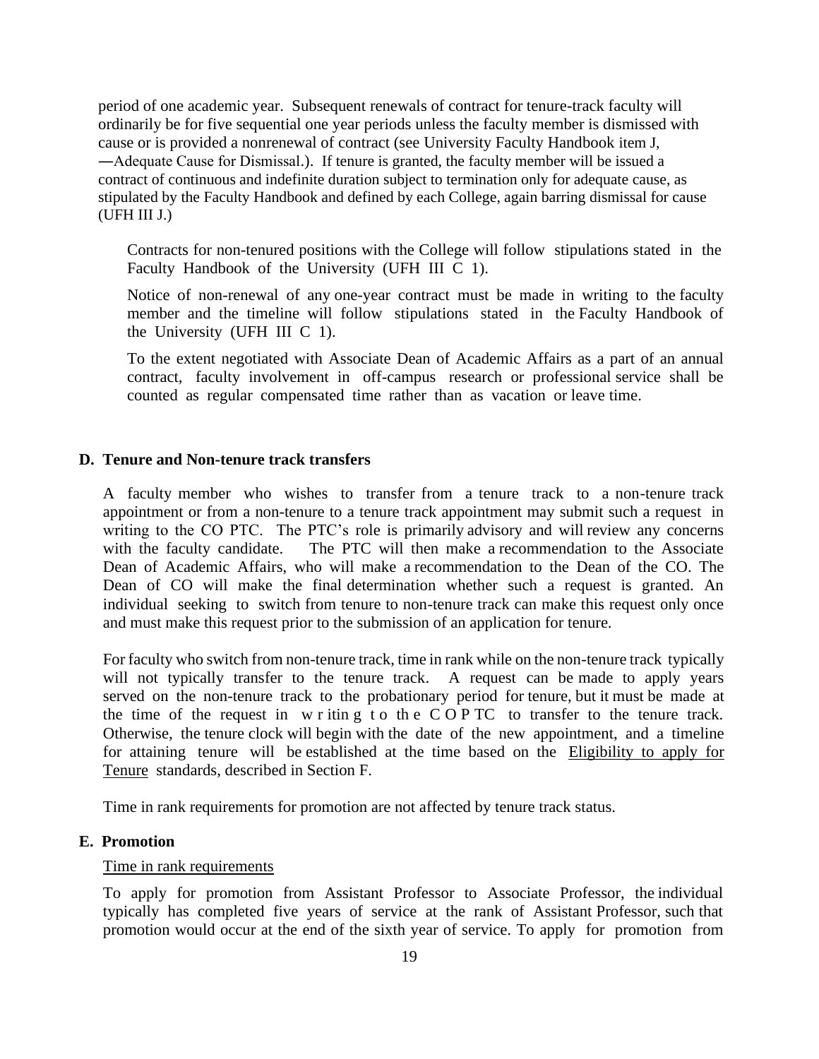period of one academic year. Subsequent renewals of contract for tenure-track faculty will ordinarily be for five sequential one year periods unless the faculty member is dismissed with cause or is provided a nonrenewal of contract (see University Faculty Handbook item J, ―Adequate Cause for Dismissal.). If tenure is granted, the faculty member will be issued a contract of continuous and indefinite duration subject to termination only for adequate cause, as stipulated by the Faculty Handbook and defined by each College, again barring dismissal for cause (UFH III J.)

Contracts for non-tenured positions with the College will follow stipulations stated in the Faculty Handbook of the University (UFH III C 1).

Notice of non-renewal of any one-year contract must be made in writing to the faculty member and the timeline will follow stipulations stated in the Faculty Handbook of the University (UFH III C 1).

To the extent negotiated with Associate Dean of Academic Affairs as a part of an annual contract, faculty involvement in off-campus research or professional service shall be counted as regular compensated time rather than as vacation or leave time.

## D. Tenure and Non-tenure track transfers

A faculty member who wishes to transfer from a tenure track to a non-tenure track appointment or from a non-tenure to a tenure track appointment may submit such a request in writing to the CO PTC. The PTC's role is primarily advisory and will review any concerns with the faculty candidate. The PTC will then make a recommendation to the Associate Dean of Academic Affairs, who will make a recommendation to the Dean of the CO. The Dean of CO will make the final determination whether such a request is granted. An individual seeking to switch from tenure to non-tenure track can make this request only once and must make this request prior to the submission of an application for tenure.

For faculty who switch from non-tenure track, time in rank while on the non-tenure track typically will not typically transfer to the tenure track. A request can be made to apply years served on the non-tenure track to the probationary period for tenure, but it must be made at the time of the request in writing to the CO PTC to transfer to the tenure track. Otherwise, the tenure clock will begin with the date of the new appointment, and a timeline for attaining tenure will be established at the time based on the Eligibility to apply for Tenure standards, described in Section F.

Time in rank requirements for promotion are not affected by tenure track status.

## E. Promotion

Time in rank requirements

To apply for promotion from Assistant Professor to Associate Professor, the individual typically has completed five years of service at the rank of Assistant Professor, such that promotion would occur at the end of the sixth year of service. To apply for promotion from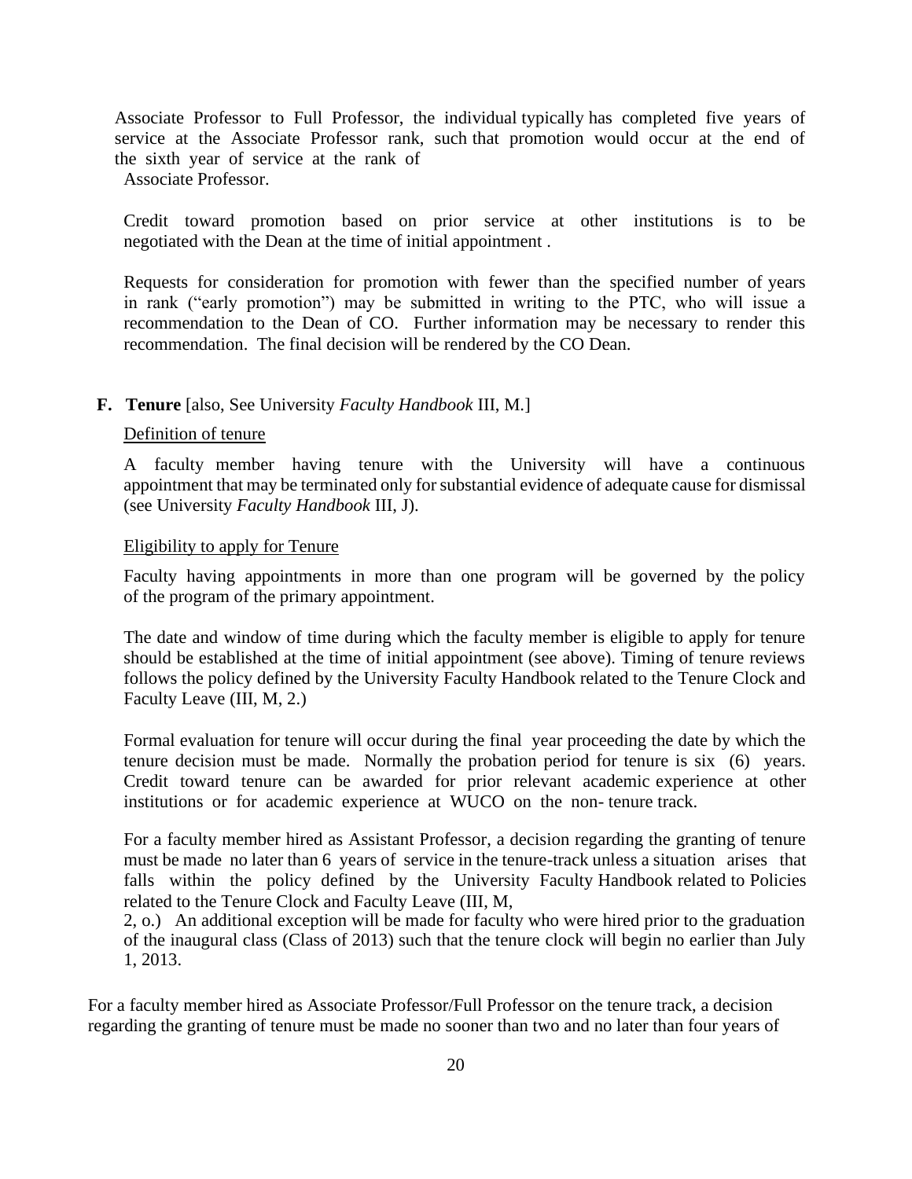Associate Professor to Full Professor, the individual typically has completed five years of service at the Associate Professor rank, such that promotion would occur at the end of the sixth year of service at the rank of Associate Professor.

Credit toward promotion based on prior service at other institutions is to be negotiated with the Dean at the time of initial appointment .

Requests for consideration for promotion with fewer than the specified number of years in rank ("early promotion") may be submitted in writing to the PTC, who will issue a recommendation to the Dean of CO. Further information may be necessary to render this recommendation. The final decision will be rendered by the CO Dean.

**F. Tenure** [also, See University *Faculty Handbook* III, M.]

Definition of tenure

A faculty member having tenure with the University will have a continuous appointment that may be terminated only for substantial evidence of adequate cause for dismissal (see University *Faculty Handbook* III, J).

Eligibility to apply for Tenure

Faculty having appointments in more than one program will be governed by the policy of the program of the primary appointment.

The date and window of time during which the faculty member is eligible to apply for tenure should be established at the time of initial appointment (see above). Timing of tenure reviews follows the policy defined by the University Faculty Handbook related to the Tenure Clock and Faculty Leave (III, M, 2.)

Formal evaluation for tenure will occur during the final year proceeding the date by which the tenure decision must be made. Normally the probation period for tenure is six (6) years. Credit toward tenure can be awarded for prior relevant academic experience at other institutions or for academic experience at WUCO on the non- tenure track.

For a faculty member hired as Assistant Professor, a decision regarding the granting of tenure must be made no later than 6 years of service in the tenure-track unless a situation arises that falls within the policy defined by the University Faculty Handbook related to Policies related to the Tenure Clock and Faculty Leave (III, M, 2, o.) An additional exception will be made for faculty who were hired prior to the graduation of the inaugural class (Class of 2013) such that the tenure clock will begin no earlier than July 1, 2013.

For a faculty member hired as Associate Professor/Full Professor on the tenure track, a decision regarding the granting of tenure must be made no sooner than two and no later than four years of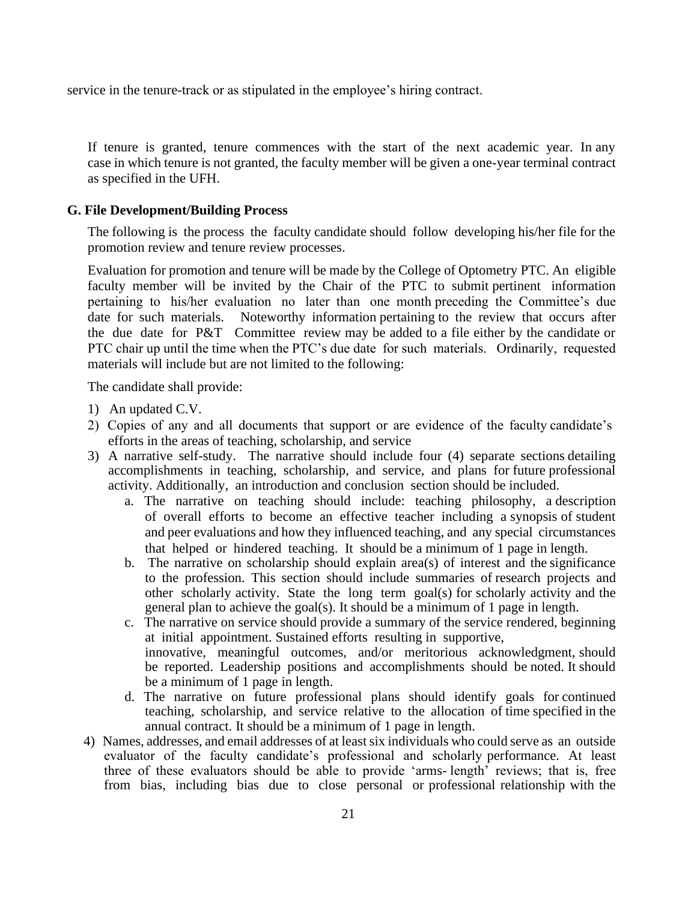service in the tenure-track or as stipulated in the employee's hiring contract.

If tenure is granted, tenure commences with the start of the next academic year. In any case in which tenure is not granted, the faculty member will be given a one-year terminal contract as specified in the UFH.

### G. File Development/Building Process

The following is the process the faculty candidate should follow developing his/her file for the promotion review and tenure review processes.

Evaluation for promotion and tenure will be made by the College of Optometry PTC. An eligible faculty member will be invited by the Chair of the PTC to submit pertinent information pertaining to his/her evaluation no later than one month preceding the Committee's due date for such materials. Noteworthy information pertaining to the review that occurs after the due date for P&T Committee review may be added to a file either by the candidate or PTC chair up until the time when the PTC's due date for such materials. Ordinarily, requested materials will include but are not limited to the following:

The candidate shall provide:

1) An updated C.V.
2) Copies of any and all documents that support or are evidence of the faculty candidate's efforts in the areas of teaching, scholarship, and service
3) A narrative self-study. The narrative should include four (4) separate sections detailing accomplishments in teaching, scholarship, and service, and plans for future professional activity. Additionally, an introduction and conclusion section should be included.
    a. The narrative on teaching should include: teaching philosophy, a description of overall efforts to become an effective teacher including a synopsis of student and peer evaluations and how they influenced teaching, and any special circumstances that helped or hindered teaching. It should be a minimum of 1 page in length.
    b. The narrative on scholarship should explain area(s) of interest and the significance to the profession. This section should include summaries of research projects and other scholarly activity. State the long term goal(s) for scholarly activity and the general plan to achieve the goal(s). It should be a minimum of 1 page in length.
    c. The narrative on service should provide a summary of the service rendered, beginning at initial appointment. Sustained efforts resulting in supportive, innovative, meaningful outcomes, and/or meritorious acknowledgment, should be reported. Leadership positions and accomplishments should be noted. It should be a minimum of 1 page in length.
    d. The narrative on future professional plans should identify goals for continued teaching, scholarship, and service relative to the allocation of time specified in the annual contract. It should be a minimum of 1 page in length.
4) Names, addresses, and email addresses of at least six individuals who could serve as an outside evaluator of the faculty candidate's professional and scholarly performance. At least three of these evaluators should be able to provide 'arms- length' reviews; that is, free from bias, including bias due to close personal or professional relationship with the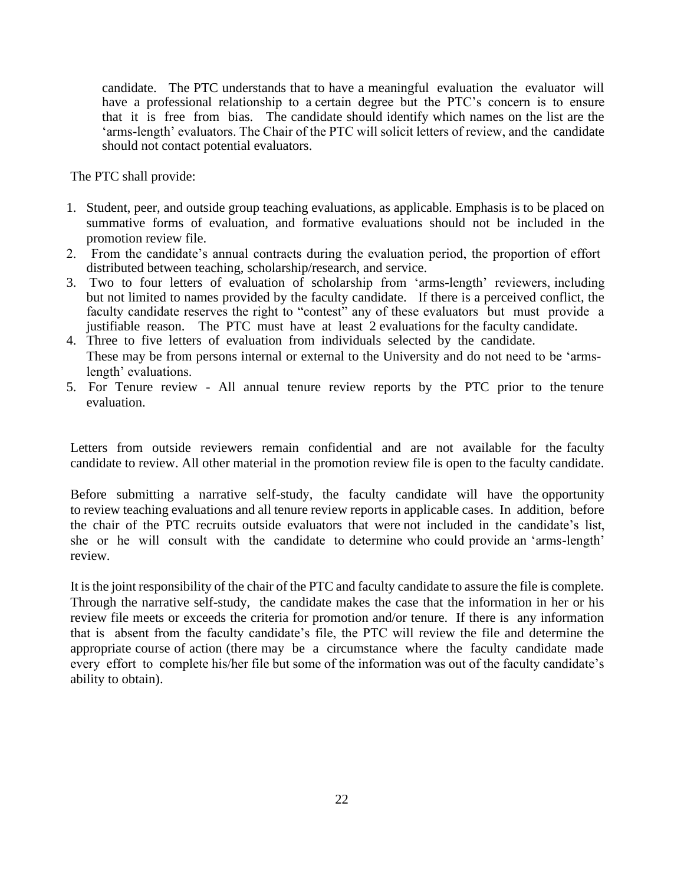candidate. The PTC understands that to have a meaningful evaluation the evaluator will have a professional relationship to a certain degree but the PTC's concern is to ensure that it is free from bias. The candidate should identify which names on the list are the 'arms-length' evaluators. The Chair of the PTC will solicit letters of review, and the candidate should not contact potential evaluators.

The PTC shall provide:

1. Student, peer, and outside group teaching evaluations, as applicable. Emphasis is to be placed on summative forms of evaluation, and formative evaluations should not be included in the promotion review file.
2. From the candidate's annual contracts during the evaluation period, the proportion of effort distributed between teaching, scholarship/research, and service.
3. Two to four letters of evaluation of scholarship from 'arms-length' reviewers, including but not limited to names provided by the faculty candidate. If there is a perceived conflict, the faculty candidate reserves the right to "contest" any of these evaluators but must provide a justifiable reason. The PTC must have at least 2 evaluations for the faculty candidate.
4. Three to five letters of evaluation from individuals selected by the candidate. These may be from persons internal or external to the University and do not need to be 'arms-length' evaluations.
5. For Tenure review - All annual tenure review reports by the PTC prior to the tenure evaluation.

Letters from outside reviewers remain confidential and are not available for the faculty candidate to review. All other material in the promotion review file is open to the faculty candidate.

Before submitting a narrative self-study, the faculty candidate will have the opportunity to review teaching evaluations and all tenure review reports in applicable cases. In addition, before the chair of the PTC recruits outside evaluators that were not included in the candidate's list, she or he will consult with the candidate to determine who could provide an 'arms-length' review.

It is the joint responsibility of the chair of the PTC and faculty candidate to assure the file is complete. Through the narrative self-study, the candidate makes the case that the information in her or his review file meets or exceeds the criteria for promotion and/or tenure. If there is any information that is absent from the faculty candidate's file, the PTC will review the file and determine the appropriate course of action (there may be a circumstance where the faculty candidate made every effort to complete his/her file but some of the information was out of the faculty candidate's ability to obtain).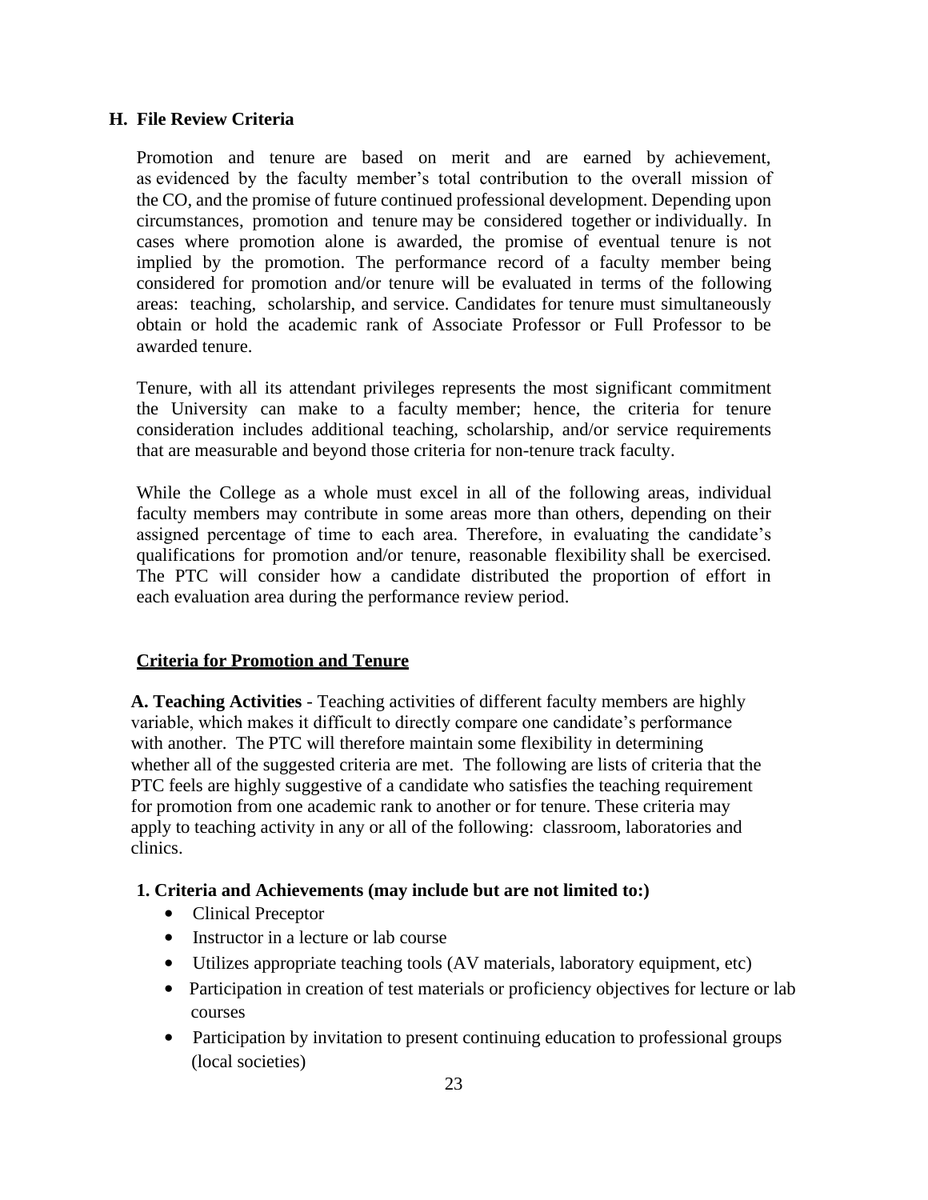### H. File Review Criteria

Promotion and tenure are based on merit and are earned by achievement, as evidenced by the faculty member's total contribution to the overall mission of the CO, and the promise of future continued professional development. Depending upon circumstances, promotion and tenure may be considered together or individually. In cases where promotion alone is awarded, the promise of eventual tenure is not implied by the promotion. The performance record of a faculty member being considered for promotion and/or tenure will be evaluated in terms of the following areas: teaching, scholarship, and service. Candidates for tenure must simultaneously obtain or hold the academic rank of Associate Professor or Full Professor to be awarded tenure.

Tenure, with all its attendant privileges represents the most significant commitment the University can make to a faculty member; hence, the criteria for tenure consideration includes additional teaching, scholarship, and/or service requirements that are measurable and beyond those criteria for non-tenure track faculty.

While the College as a whole must excel in all of the following areas, individual faculty members may contribute in some areas more than others, depending on their assigned percentage of time to each area. Therefore, in evaluating the candidate's qualifications for promotion and/or tenure, reasonable flexibility shall be exercised. The PTC will consider how a candidate distributed the proportion of effort in each evaluation area during the performance review period.

**Criteria for Promotion and Tenure**

**A. Teaching Activities** - Teaching activities of different faculty members are highly variable, which makes it difficult to directly compare one candidate's performance with another. The PTC will therefore maintain some flexibility in determining whether all of the suggested criteria are met. The following are lists of criteria that the PTC feels are highly suggestive of a candidate who satisfies the teaching requirement for promotion from one academic rank to another or for tenure. These criteria may apply to teaching activity in any or all of the following: classroom, laboratories and clinics.

**1. Criteria and Achievements (may include but are not limited to:)**

- Clinical Preceptor
- Instructor in a lecture or lab course
- Utilizes appropriate teaching tools (AV materials, laboratory equipment, etc)
- Participation in creation of test materials or proficiency objectives for lecture or lab courses
- Participation by invitation to present continuing education to professional groups (local societies)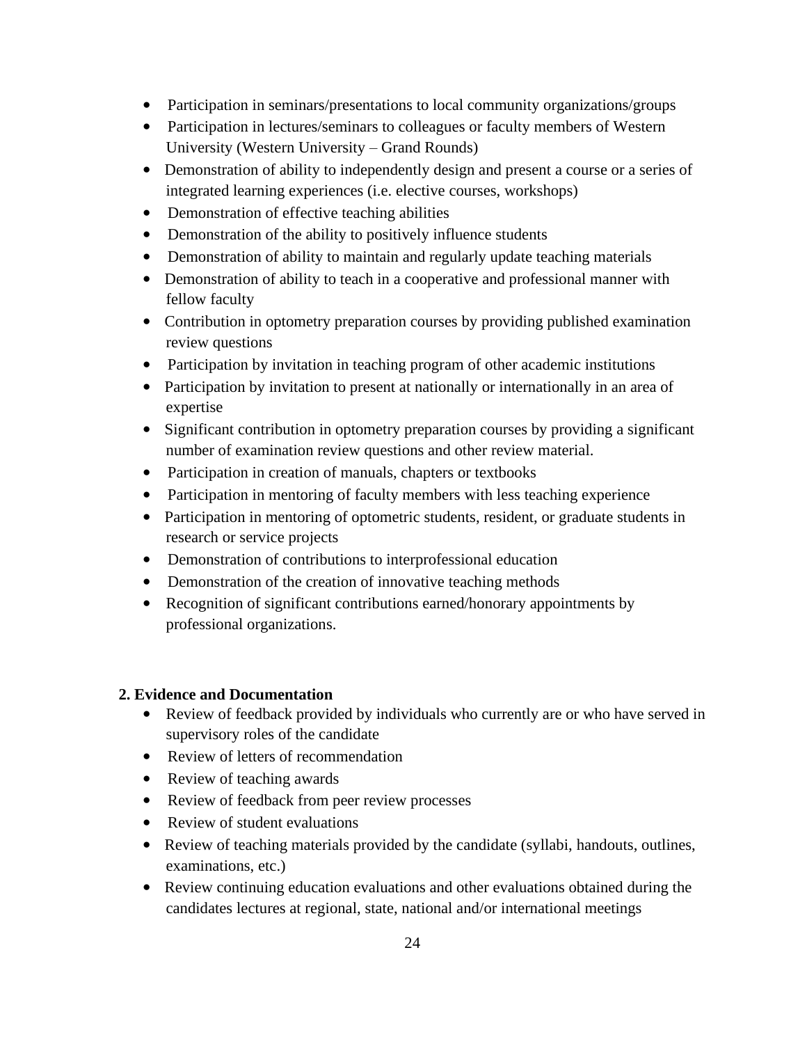- Participation in seminars/presentations to local community organizations/groups
- Participation in lectures/seminars to colleagues or faculty members of Western University (Western University – Grand Rounds)
- Demonstration of ability to independently design and present a course or a series of integrated learning experiences (i.e. elective courses, workshops)
- Demonstration of effective teaching abilities
- Demonstration of the ability to positively influence students
- Demonstration of ability to maintain and regularly update teaching materials
- Demonstration of ability to teach in a cooperative and professional manner with fellow faculty
- Contribution in optometry preparation courses by providing published examination review questions
- Participation by invitation in teaching program of other academic institutions
- Participation by invitation to present at nationally or internationally in an area of expertise
- Significant contribution in optometry preparation courses by providing a significant number of examination review questions and other review material.
- Participation in creation of manuals, chapters or textbooks
- Participation in mentoring of faculty members with less teaching experience
- Participation in mentoring of optometric students, resident, or graduate students in research or service projects
- Demonstration of contributions to interprofessional education
- Demonstration of the creation of innovative teaching methods
- Recognition of significant contributions earned/honorary appointments by professional organizations.

**2. Evidence and Documentation**

- Review of feedback provided by individuals who currently are or who have served in supervisory roles of the candidate
- Review of letters of recommendation
- Review of teaching awards
- Review of feedback from peer review processes
- Review of student evaluations
- Review of teaching materials provided by the candidate (syllabi, handouts, outlines, examinations, etc.)
- Review continuing education evaluations and other evaluations obtained during the candidates lectures at regional, state, national and/or international meetings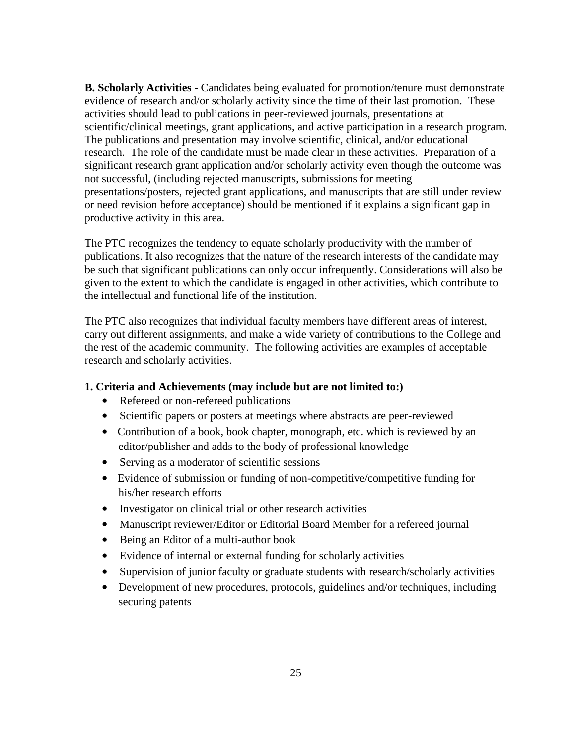**B. Scholarly Activities** - Candidates being evaluated for promotion/tenure must demonstrate evidence of research and/or scholarly activity since the time of their last promotion. These activities should lead to publications in peer-reviewed journals, presentations at scientific/clinical meetings, grant applications, and active participation in a research program. The publications and presentation may involve scientific, clinical, and/or educational research. The role of the candidate must be made clear in these activities. Preparation of a significant research grant application and/or scholarly activity even though the outcome was not successful, (including rejected manuscripts, submissions for meeting presentations/posters, rejected grant applications, and manuscripts that are still under review or need revision before acceptance) should be mentioned if it explains a significant gap in productive activity in this area.

The PTC recognizes the tendency to equate scholarly productivity with the number of publications. It also recognizes that the nature of the research interests of the candidate may be such that significant publications can only occur infrequently. Considerations will also be given to the extent to which the candidate is engaged in other activities, which contribute to the intellectual and functional life of the institution.

The PTC also recognizes that individual faculty members have different areas of interest, carry out different assignments, and make a wide variety of contributions to the College and the rest of the academic community. The following activities are examples of acceptable research and scholarly activities.

**1. Criteria and Achievements (may include but are not limited to:)**

- Refereed or non-refereed publications
- Scientific papers or posters at meetings where abstracts are peer-reviewed
- Contribution of a book, book chapter, monograph, etc. which is reviewed by an editor/publisher and adds to the body of professional knowledge
- Serving as a moderator of scientific sessions
- Evidence of submission or funding of non-competitive/competitive funding for his/her research efforts
- Investigator on clinical trial or other research activities
- Manuscript reviewer/Editor or Editorial Board Member for a refereed journal
- Being an Editor of a multi-author book
- Evidence of internal or external funding for scholarly activities
- Supervision of junior faculty or graduate students with research/scholarly activities
- Development of new procedures, protocols, guidelines and/or techniques, including securing patents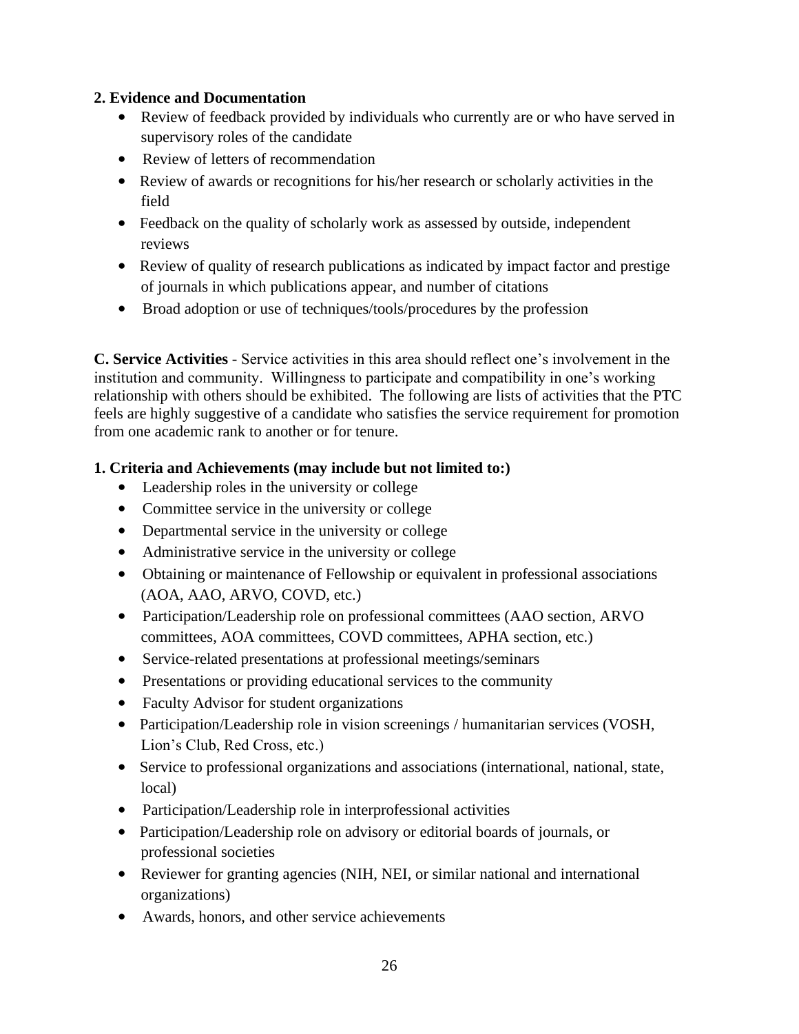**2. Evidence and Documentation**

- Review of feedback provided by individuals who currently are or who have served in supervisory roles of the candidate
- Review of letters of recommendation
- Review of awards or recognitions for his/her research or scholarly activities in the field
- Feedback on the quality of scholarly work as assessed by outside, independent reviews
- Review of quality of research publications as indicated by impact factor and prestige of journals in which publications appear, and number of citations
- Broad adoption or use of techniques/tools/procedures by the profession

**C. Service Activities** - Service activities in this area should reflect one's involvement in the institution and community. Willingness to participate and compatibility in one's working relationship with others should be exhibited. The following are lists of activities that the PTC feels are highly suggestive of a candidate who satisfies the service requirement for promotion from one academic rank to another or for tenure.

**1. Criteria and Achievements (may include but not limited to:)**

- Leadership roles in the university or college
- Committee service in the university or college
- Departmental service in the university or college
- Administrative service in the university or college
- Obtaining or maintenance of Fellowship or equivalent in professional associations (AOA, AAO, ARVO, COVD, etc.)
- Participation/Leadership role on professional committees (AAO section, ARVO committees, AOA committees, COVD committees, APHA section, etc.)
- Service-related presentations at professional meetings/seminars
- Presentations or providing educational services to the community
- Faculty Advisor for student organizations
- Participation/Leadership role in vision screenings / humanitarian services (VOSH, Lion's Club, Red Cross, etc.)
- Service to professional organizations and associations (international, national, state, local)
- Participation/Leadership role in interprofessional activities
- Participation/Leadership role on advisory or editorial boards of journals, or professional societies
- Reviewer for granting agencies (NIH, NEI, or similar national and international organizations)
- Awards, honors, and other service achievements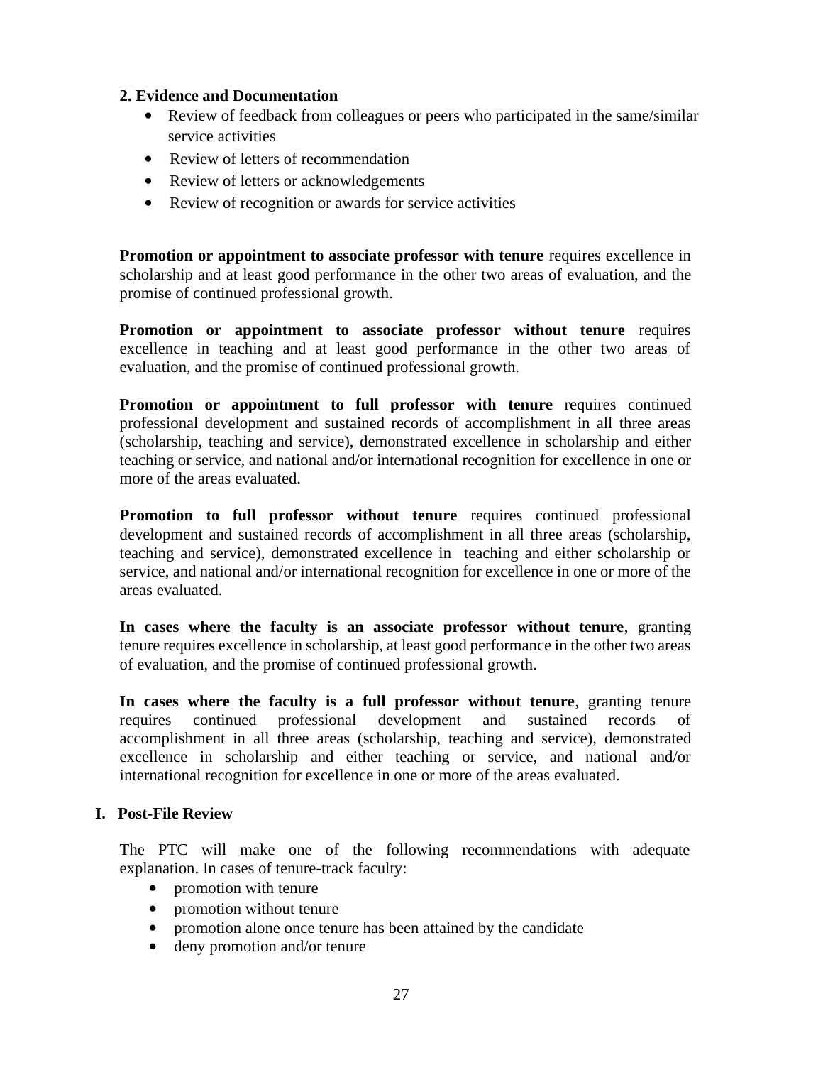**2. Evidence and Documentation**

- Review of feedback from colleagues or peers who participated in the same/similar service activities
- Review of letters of recommendation
- Review of letters or acknowledgements
- Review of recognition or awards for service activities

**Promotion or appointment to associate professor with tenure** requires excellence in scholarship and at least good performance in the other two areas of evaluation, and the promise of continued professional growth.

**Promotion or appointment to associate professor without tenure** requires excellence in teaching and at least good performance in the other two areas of evaluation, and the promise of continued professional growth.

**Promotion or appointment to full professor with tenure** requires continued professional development and sustained records of accomplishment in all three areas (scholarship, teaching and service), demonstrated excellence in scholarship and either teaching or service, and national and/or international recognition for excellence in one or more of the areas evaluated.

**Promotion to full professor without tenure** requires continued professional development and sustained records of accomplishment in all three areas (scholarship, teaching and service), demonstrated excellence in teaching and either scholarship or service, and national and/or international recognition for excellence in one or more of the areas evaluated.

**In cases where the faculty is an associate professor without tenure**, granting tenure requires excellence in scholarship, at least good performance in the other two areas of evaluation, and the promise of continued professional growth.

**In cases where the faculty is a full professor without tenure**, granting tenure requires continued professional development and sustained records of accomplishment in all three areas (scholarship, teaching and service), demonstrated excellence in scholarship and either teaching or service, and national and/or international recognition for excellence in one or more of the areas evaluated.

## I. Post-File Review

The PTC will make one of the following recommendations with adequate explanation. In cases of tenure-track faculty:

- promotion with tenure
- promotion without tenure
- promotion alone once tenure has been attained by the candidate
- deny promotion and/or tenure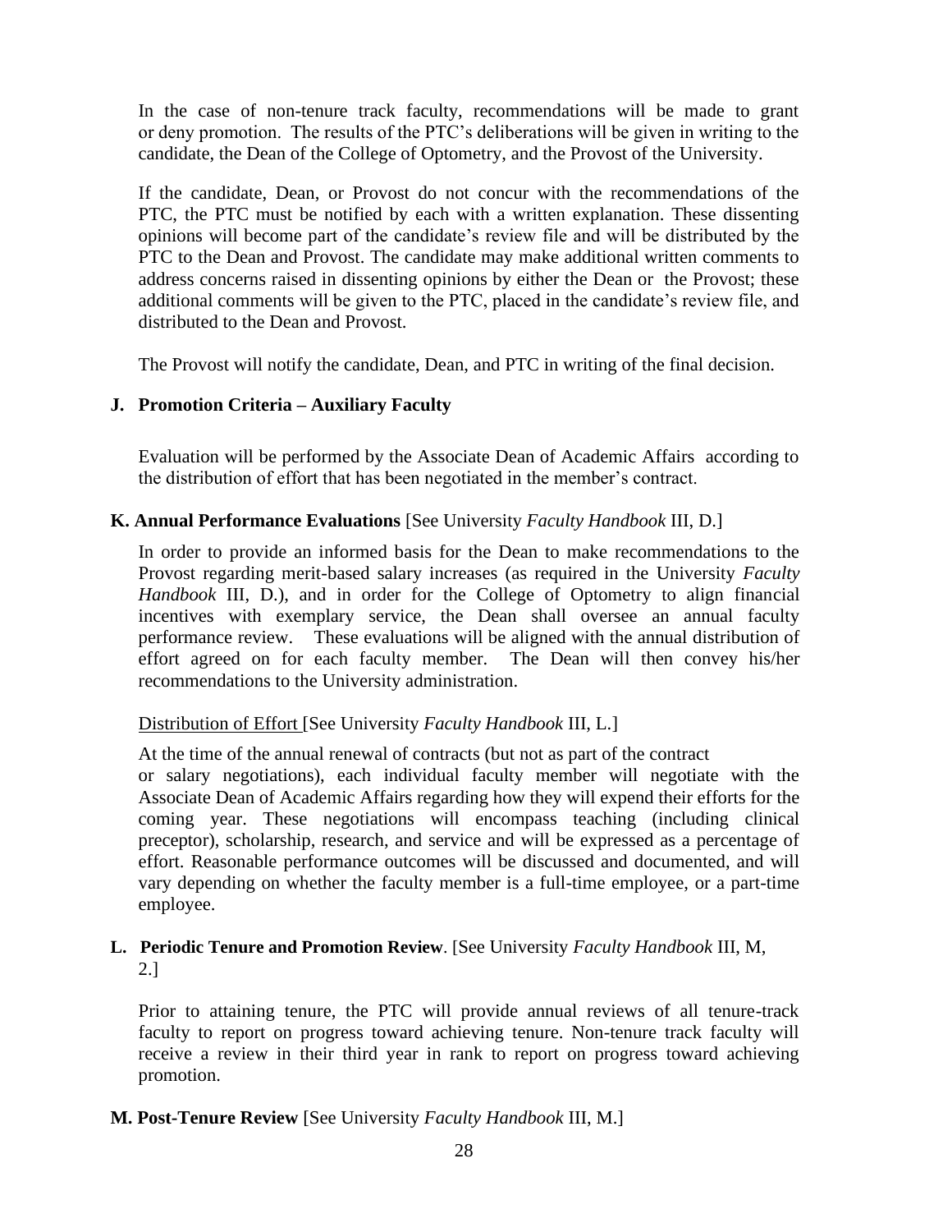In the case of non-tenure track faculty, recommendations will be made to grant or deny promotion. The results of the PTC's deliberations will be given in writing to the candidate, the Dean of the College of Optometry, and the Provost of the University.

If the candidate, Dean, or Provost do not concur with the recommendations of the PTC, the PTC must be notified by each with a written explanation. These dissenting opinions will become part of the candidate's review file and will be distributed by the PTC to the Dean and Provost. The candidate may make additional written comments to address concerns raised in dissenting opinions by either the Dean or the Provost; these additional comments will be given to the PTC, placed in the candidate's review file, and distributed to the Dean and Provost.

The Provost will notify the candidate, Dean, and PTC in writing of the final decision.

### J. Promotion Criteria – Auxiliary Faculty

Evaluation will be performed by the Associate Dean of Academic Affairs according to the distribution of effort that has been negotiated in the member's contract.

### K. Annual Performance Evaluations [See University *Faculty Handbook* III, D.]

In order to provide an informed basis for the Dean to make recommendations to the Provost regarding merit-based salary increases (as required in the University *Faculty Handbook* III, D.), and in order for the College of Optometry to align financial incentives with exemplary service, the Dean shall oversee an annual faculty performance review. These evaluations will be aligned with the annual distribution of effort agreed on for each faculty member. The Dean will then convey his/her recommendations to the University administration.

Distribution of Effort [See University *Faculty Handbook* III, L.]

At the time of the annual renewal of contracts (but not as part of the contract or salary negotiations), each individual faculty member will negotiate with the Associate Dean of Academic Affairs regarding how they will expend their efforts for the coming year. These negotiations will encompass teaching (including clinical preceptor), scholarship, research, and service and will be expressed as a percentage of effort. Reasonable performance outcomes will be discussed and documented, and will vary depending on whether the faculty member is a full-time employee, or a part-time employee.

### L. Periodic Tenure and Promotion Review. [See University *Faculty Handbook* III, M, 2.]

Prior to attaining tenure, the PTC will provide annual reviews of all tenure-track faculty to report on progress toward achieving tenure. Non-tenure track faculty will receive a review in their third year in rank to report on progress toward achieving promotion.

### M. Post-Tenure Review [See University *Faculty Handbook* III, M.]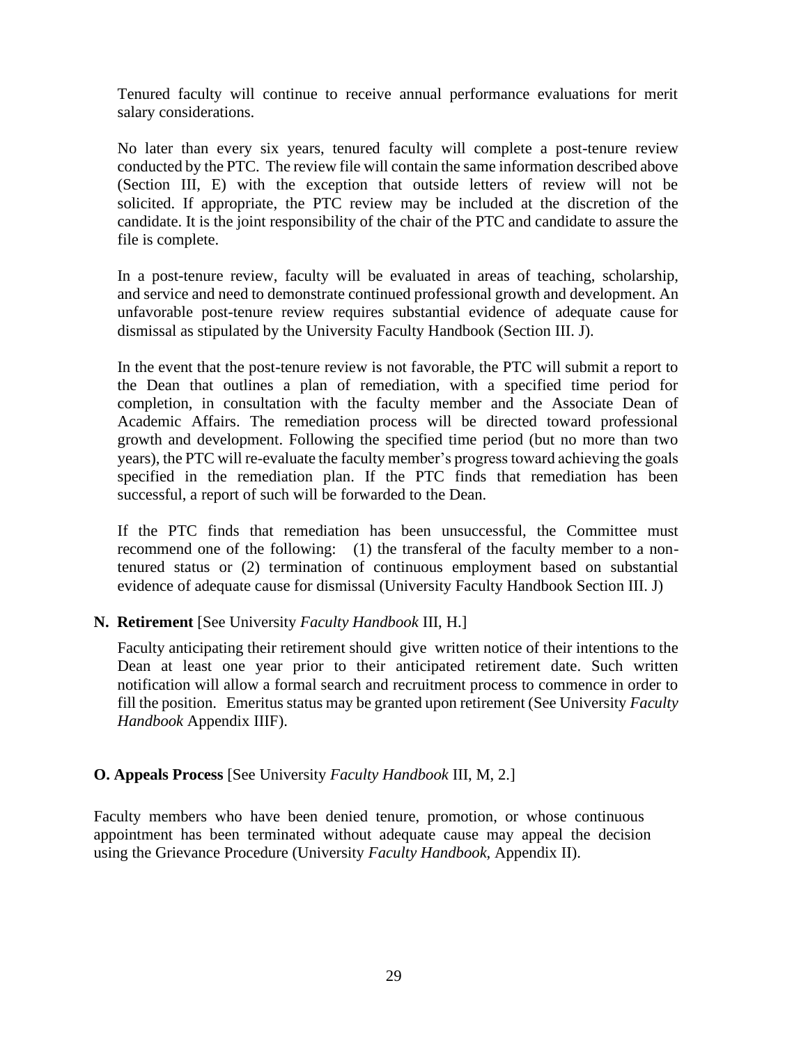Tenured faculty will continue to receive annual performance evaluations for merit salary considerations.

No later than every six years, tenured faculty will complete a post-tenure review conducted by the PTC. The review file will contain the same information described above (Section III, E) with the exception that outside letters of review will not be solicited. If appropriate, the PTC review may be included at the discretion of the candidate. It is the joint responsibility of the chair of the PTC and candidate to assure the file is complete.

In a post-tenure review, faculty will be evaluated in areas of teaching, scholarship, and service and need to demonstrate continued professional growth and development. An unfavorable post-tenure review requires substantial evidence of adequate cause for dismissal as stipulated by the University Faculty Handbook (Section III. J).

In the event that the post-tenure review is not favorable, the PTC will submit a report to the Dean that outlines a plan of remediation, with a specified time period for completion, in consultation with the faculty member and the Associate Dean of Academic Affairs. The remediation process will be directed toward professional growth and development. Following the specified time period (but no more than two years), the PTC will re-evaluate the faculty member's progress toward achieving the goals specified in the remediation plan. If the PTC finds that remediation has been successful, a report of such will be forwarded to the Dean.

If the PTC finds that remediation has been unsuccessful, the Committee must recommend one of the following: (1) the transferal of the faculty member to a non-tenured status or (2) termination of continuous employment based on substantial evidence of adequate cause for dismissal (University Faculty Handbook Section III. J)

**N. Retirement** [See University *Faculty Handbook* III, H.]

Faculty anticipating their retirement should give written notice of their intentions to the Dean at least one year prior to their anticipated retirement date. Such written notification will allow a formal search and recruitment process to commence in order to fill the position. Emeritus status may be granted upon retirement (See University *Faculty Handbook* Appendix IIIF).

**O. Appeals Process** [See University *Faculty Handbook* III, M, 2.]

Faculty members who have been denied tenure, promotion, or whose continuous appointment has been terminated without adequate cause may appeal the decision using the Grievance Procedure (University *Faculty Handbook*, Appendix II).